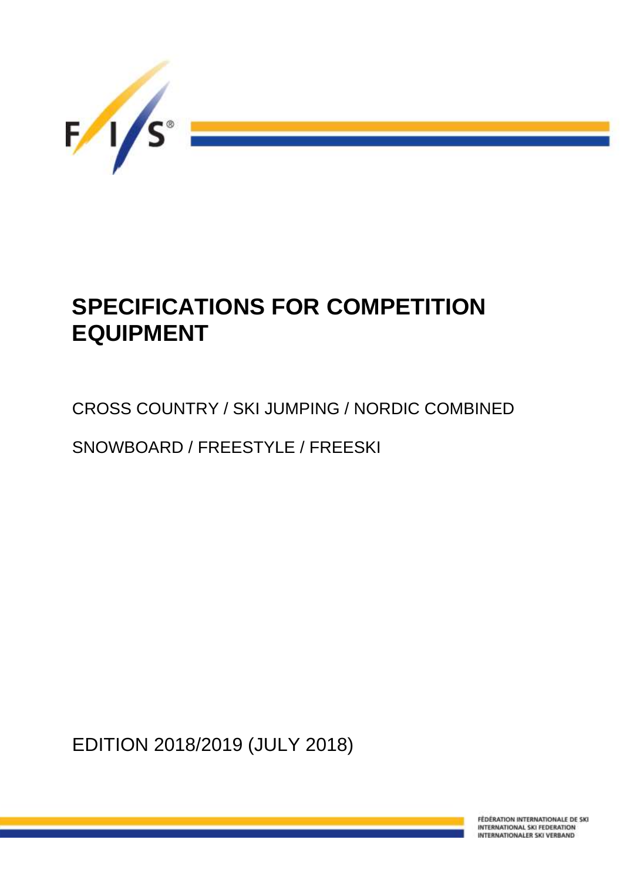# SPECIFICATIONS FOR COMPETITION EQUIPMENT

CROSS COUNTRY / SKI JUMPING / NORDIC COMBINED

SNOWBOARD / FREESTYLE / FREESKI

EDITION 2018/2019 (JULY 2018)

FÉDÉRATION INTERNATIONALE DE SKI
INTERNATIONAL SKI FEDERATION
INTERNATIONALER SKI VERBAND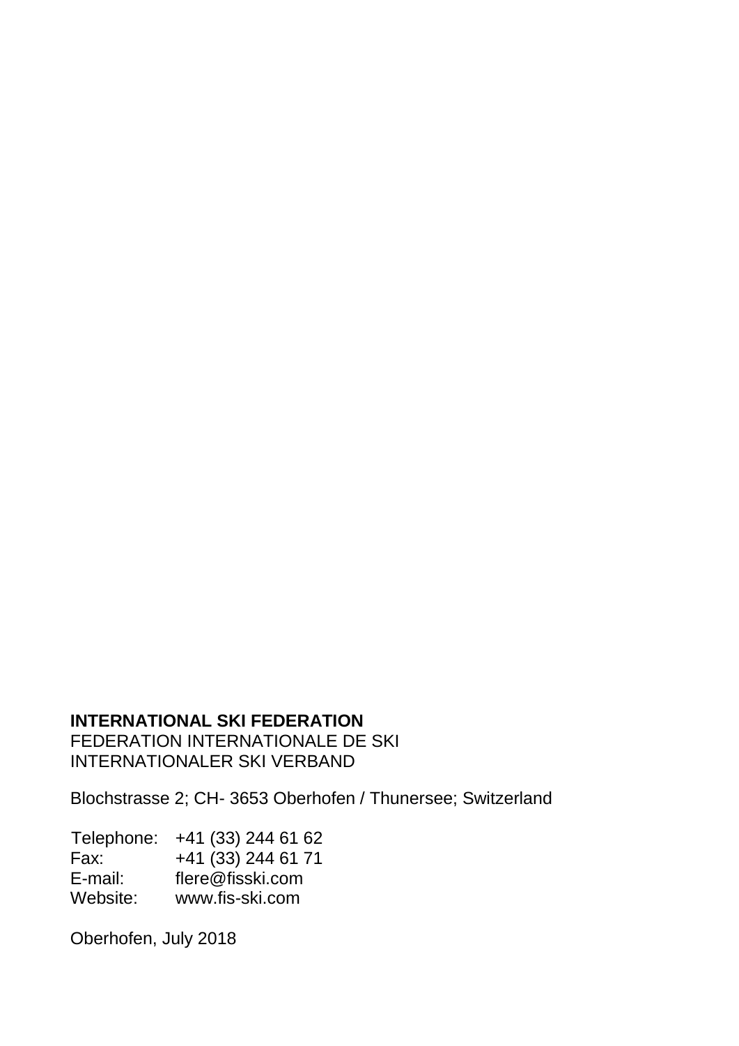**INTERNATIONAL SKI FEDERATION**
FEDERATION INTERNATIONALE DE SKI
INTERNATIONALER SKI VERBAND

Blochstrasse 2; CH- 3653 Oberhofen / Thunersee; Switzerland

Telephone: +41 (33) 244 61 62
Fax: +41 (33) 244 61 71
E-mail: flere@fisski.com
Website: www.fis-ski.com

Oberhofen, July 2018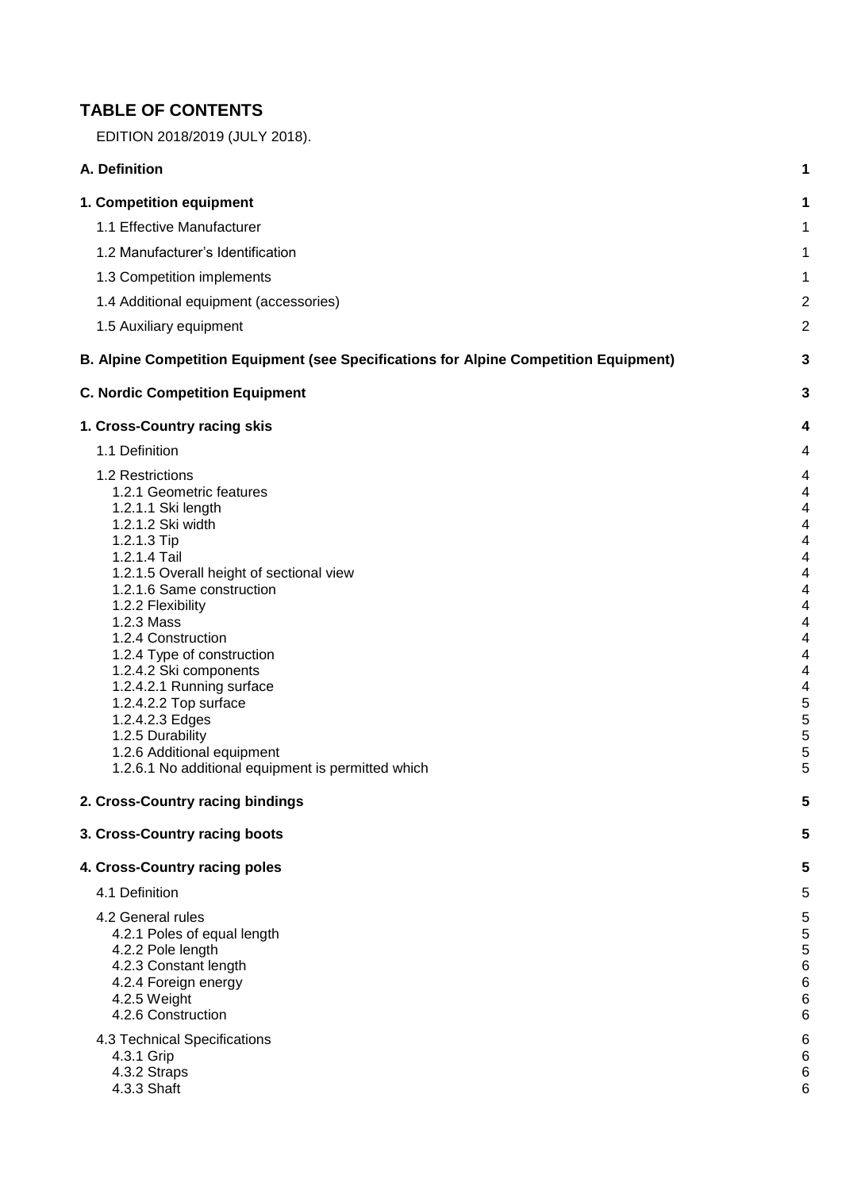# TABLE OF CONTENTS

EDITION 2018/2019 (JULY 2018).

| | |
|---|---|
| **A. Definition** | **1** |
| **1. Competition equipment** | **1** |
| 1.1 Effective Manufacturer | 1 |
| 1.2 Manufacturer's Identification | 1 |
| 1.3 Competition implements | 1 |
| 1.4 Additional equipment (accessories) | 2 |
| 1.5 Auxiliary equipment | 2 |
| **B. Alpine Competition Equipment (see Specifications for Alpine Competition Equipment)** | **3** |
| **C. Nordic Competition Equipment** | **3** |
| **1. Cross-Country racing skis** | **4** |
| 1.1 Definition | 4 |
| 1.2 Restrictions | 4 |
| 1.2.1 Geometric features | 4 |
| 1.2.1.1 Ski length | 4 |
| 1.2.1.2 Ski width | 4 |
| 1.2.1.3 Tip | 4 |
| 1.2.1.4 Tail | 4 |
| 1.2.1.5 Overall height of sectional view | 4 |
| 1.2.1.6 Same construction | 4 |
| 1.2.2 Flexibility | 4 |
| 1.2.3 Mass | 4 |
| 1.2.4 Construction | 4 |
| 1.2.4 Type of construction | 4 |
| 1.2.4.2 Ski components | 4 |
| 1.2.4.2.1 Running surface | 4 |
| 1.2.4.2.2 Top surface | 5 |
| 1.2.4.2.3 Edges | 5 |
| 1.2.5 Durability | 5 |
| 1.2.6 Additional equipment | 5 |
| 1.2.6.1 No additional equipment is permitted which | 5 |
| **2. Cross-Country racing bindings** | **5** |
| **3. Cross-Country racing boots** | **5** |
| **4. Cross-Country racing poles** | **5** |
| 4.1 Definition | 5 |
| 4.2 General rules | 5 |
| 4.2.1 Poles of equal length | 5 |
| 4.2.2 Pole length | 5 |
| 4.2.3 Constant length | 6 |
| 4.2.4 Foreign energy | 6 |
| 4.2.5 Weight | 6 |
| 4.2.6 Construction | 6 |
| 4.3 Technical Specifications | 6 |
| 4.3.1 Grip | 6 |
| 4.3.2 Straps | 6 |
| 4.3.3 Shaft | 6 |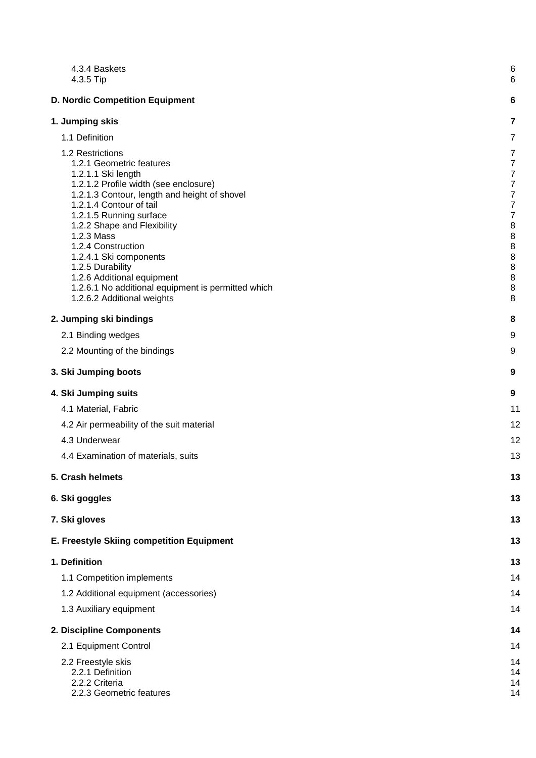4.3.4 Baskets 6
4.3.5 Tip 6

**D. Nordic Competition Equipment** **6**

**1. Jumping skis** **7**

1.1 Definition 7

1.2 Restrictions 7
1.2.1 Geometric features 7
1.2.1.1 Ski length 7
1.2.1.2 Profile width (see enclosure) 7
1.2.1.3 Contour, length and height of shovel 7
1.2.1.4 Contour of tail 7
1.2.1.5 Running surface 7
1.2.2 Shape and Flexibility 8
1.2.3 Mass 8
1.2.4 Construction 8
1.2.4.1 Ski components 8
1.2.5 Durability 8
1.2.6 Additional equipment 8
1.2.6.1 No additional equipment is permitted which 8
1.2.6.2 Additional weights 8

**2. Jumping ski bindings** **8**

2.1 Binding wedges 9

2.2 Mounting of the bindings 9

**3. Ski Jumping boots** **9**

**4. Ski Jumping suits** **9**

4.1 Material, Fabric 11

4.2 Air permeability of the suit material 12

4.3 Underwear 12

4.4 Examination of materials, suits 13

**5. Crash helmets** **13**

**6. Ski goggles** **13**

**7. Ski gloves** **13**

**E. Freestyle Skiing competition Equipment** **13**

**1. Definition** **13**

1.1 Competition implements 14

1.2 Additional equipment (accessories) 14

1.3 Auxiliary equipment 14

**2. Discipline Components** **14**

2.1 Equipment Control 14

2.2 Freestyle skis 14
2.2.1 Definition 14
2.2.2 Criteria 14
2.2.3 Geometric features 14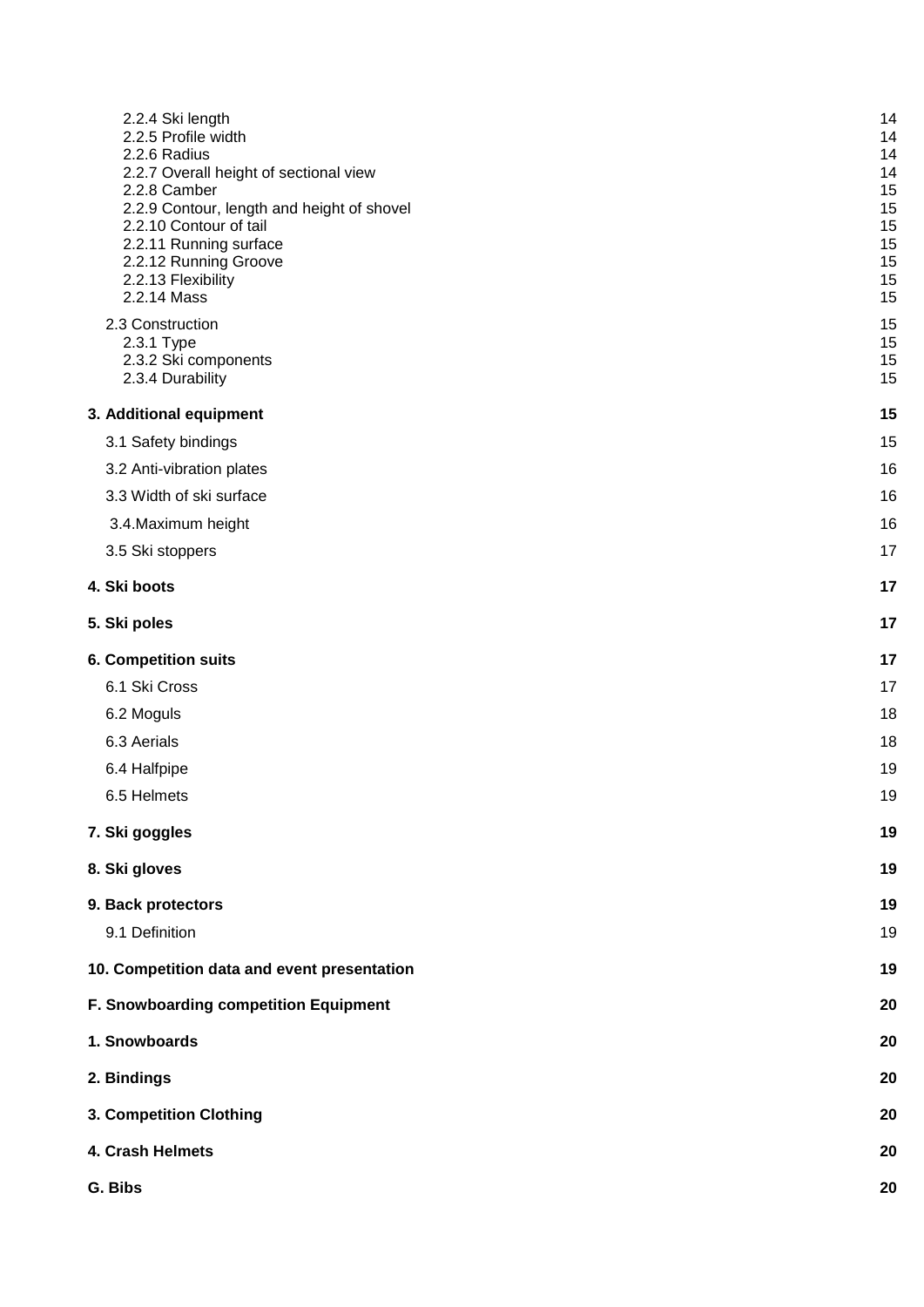| | |
|---|---|
| 2.2.4 Ski length | 14 |
| 2.2.5 Profile width | 14 |
| 2.2.6 Radius | 14 |
| 2.2.7 Overall height of sectional view | 14 |
| 2.2.8 Camber | 15 |
| 2.2.9 Contour, length and height of shovel | 15 |
| 2.2.10 Contour of tail | 15 |
| 2.2.11 Running surface | 15 |
| 2.2.12 Running Groove | 15 |
| 2.2.13 Flexibility | 15 |
| 2.2.14 Mass | 15 |
| 2.3 Construction | 15 |
| 2.3.1 Type | 15 |
| 2.3.2 Ski components | 15 |
| 2.3.4 Durability | 15 |
| **3. Additional equipment** | **15** |
| 3.1 Safety bindings | 15 |
| 3.2 Anti-vibration plates | 16 |
| 3.3 Width of ski surface | 16 |
| 3.4.Maximum height | 16 |
| 3.5 Ski stoppers | 17 |
| **4. Ski boots** | **17** |
| **5. Ski poles** | **17** |
| **6. Competition suits** | **17** |
| 6.1 Ski Cross | 17 |
| 6.2 Moguls | 18 |
| 6.3 Aerials | 18 |
| 6.4 Halfpipe | 19 |
| 6.5 Helmets | 19 |
| **7. Ski goggles** | **19** |
| **8. Ski gloves** | **19** |
| **9. Back protectors** | **19** |
| 9.1 Definition | 19 |
| **10. Competition data and event presentation** | **19** |
| **F. Snowboarding competition Equipment** | **20** |
| **1. Snowboards** | **20** |
| **2. Bindings** | **20** |
| **3. Competition Clothing** | **20** |
| **4. Crash Helmets** | **20** |
| **G. Bibs** | **20** |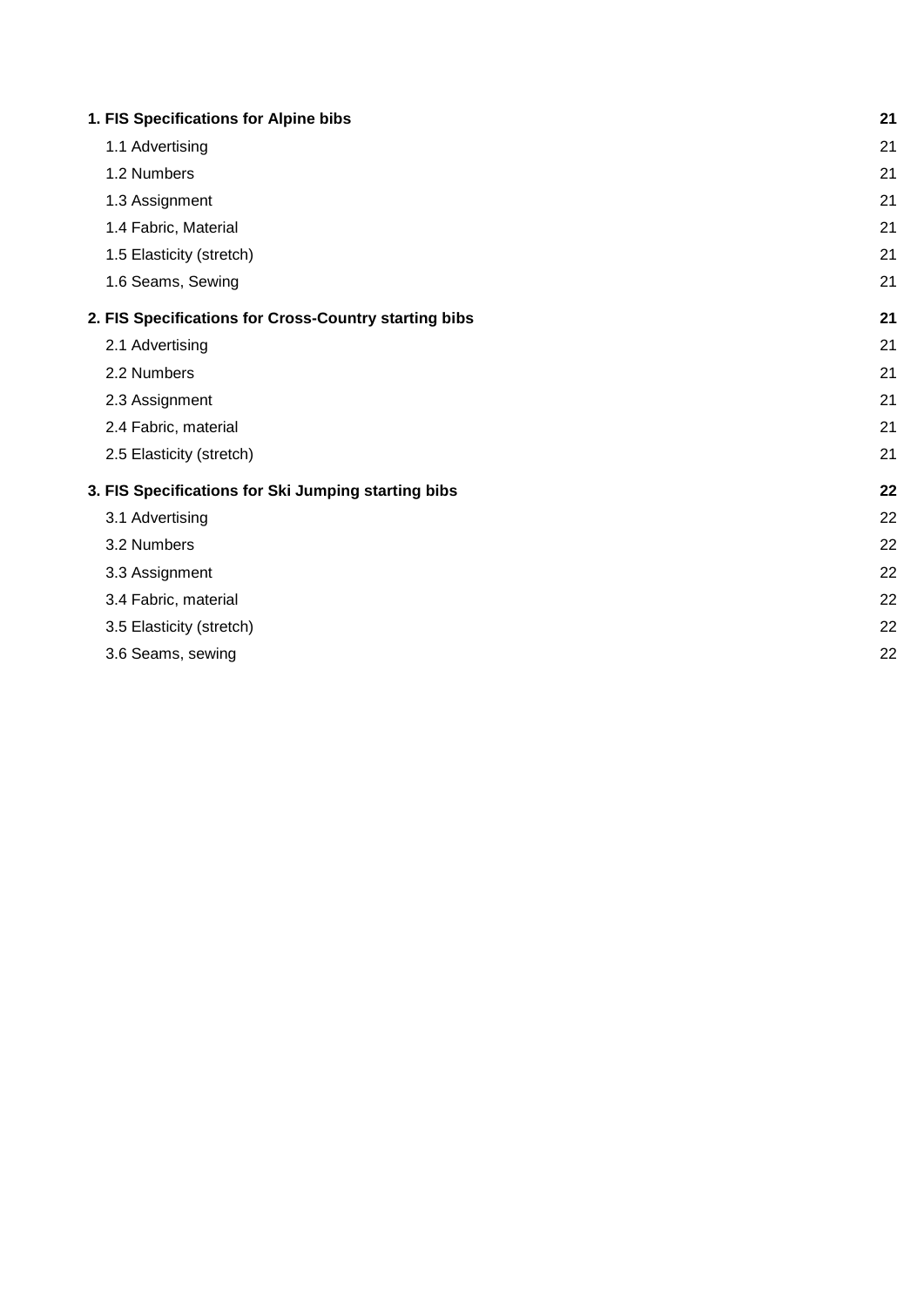| | |
|---|---|
| **1. FIS Specifications for Alpine bibs** | **21** |
| 1.1 Advertising | 21 |
| 1.2 Numbers | 21 |
| 1.3 Assignment | 21 |
| 1.4 Fabric, Material | 21 |
| 1.5 Elasticity (stretch) | 21 |
| 1.6 Seams, Sewing | 21 |
| **2. FIS Specifications for Cross-Country starting bibs** | **21** |
| 2.1 Advertising | 21 |
| 2.2 Numbers | 21 |
| 2.3 Assignment | 21 |
| 2.4 Fabric, material | 21 |
| 2.5 Elasticity (stretch) | 21 |
| **3. FIS Specifications for Ski Jumping starting bibs** | **22** |
| 3.1 Advertising | 22 |
| 3.2 Numbers | 22 |
| 3.3 Assignment | 22 |
| 3.4 Fabric, material | 22 |
| 3.5 Elasticity (stretch) | 22 |
| 3.6 Seams, sewing | 22 |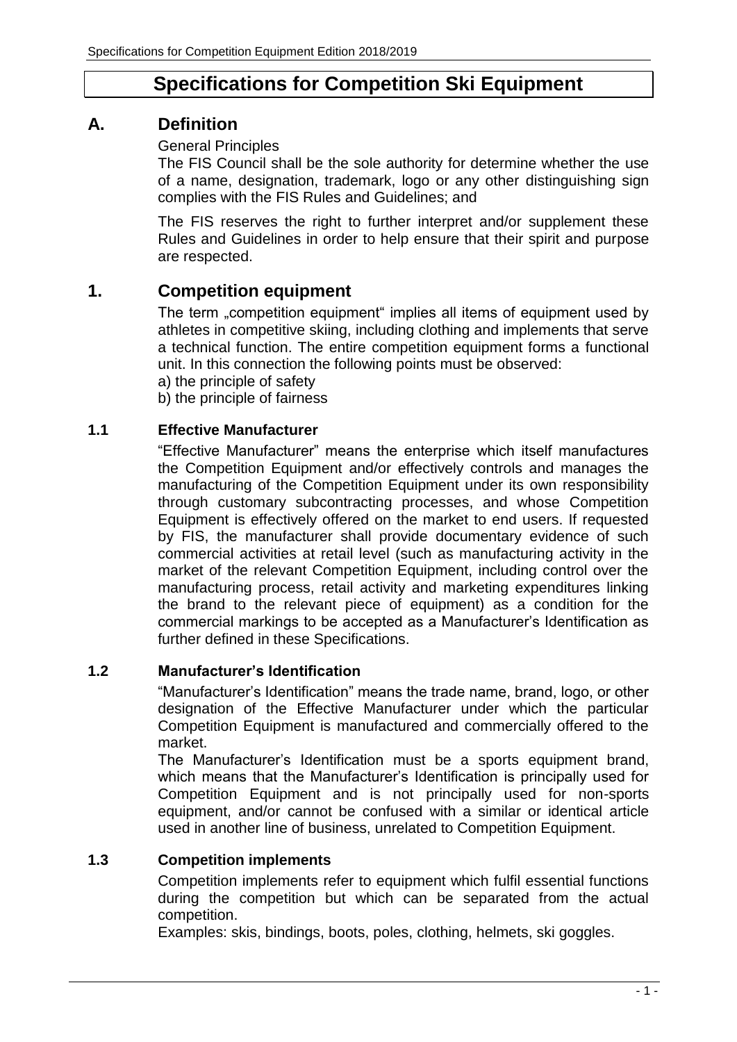# Specifications for Competition Ski Equipment

## A. Definition

General Principles

The FIS Council shall be the sole authority for determine whether the use of a name, designation, trademark, logo or any other distinguishing sign complies with the FIS Rules and Guidelines; and

The FIS reserves the right to further interpret and/or supplement these Rules and Guidelines in order to help ensure that their spirit and purpose are respected.

## 1. Competition equipment

The term „competition equipment" implies all items of equipment used by athletes in competitive skiing, including clothing and implements that serve a technical function. The entire competition equipment forms a functional unit. In this connection the following points must be observed:

a) the principle of safety
b) the principle of fairness

### 1.1 Effective Manufacturer

"Effective Manufacturer" means the enterprise which itself manufactures the Competition Equipment and/or effectively controls and manages the manufacturing of the Competition Equipment under its own responsibility through customary subcontracting processes, and whose Competition Equipment is effectively offered on the market to end users. If requested by FIS, the manufacturer shall provide documentary evidence of such commercial activities at retail level (such as manufacturing activity in the market of the relevant Competition Equipment, including control over the manufacturing process, retail activity and marketing expenditures linking the brand to the relevant piece of equipment) as a condition for the commercial markings to be accepted as a Manufacturer's Identification as further defined in these Specifications.

### 1.2 Manufacturer's Identification

"Manufacturer's Identification" means the trade name, brand, logo, or other designation of the Effective Manufacturer under which the particular Competition Equipment is manufactured and commercially offered to the market.

The Manufacturer's Identification must be a sports equipment brand, which means that the Manufacturer's Identification is principally used for Competition Equipment and is not principally used for non-sports equipment, and/or cannot be confused with a similar or identical article used in another line of business, unrelated to Competition Equipment.

### 1.3 Competition implements

Competition implements refer to equipment which fulfil essential functions during the competition but which can be separated from the actual competition.

Examples: skis, bindings, boots, poles, clothing, helmets, ski goggles.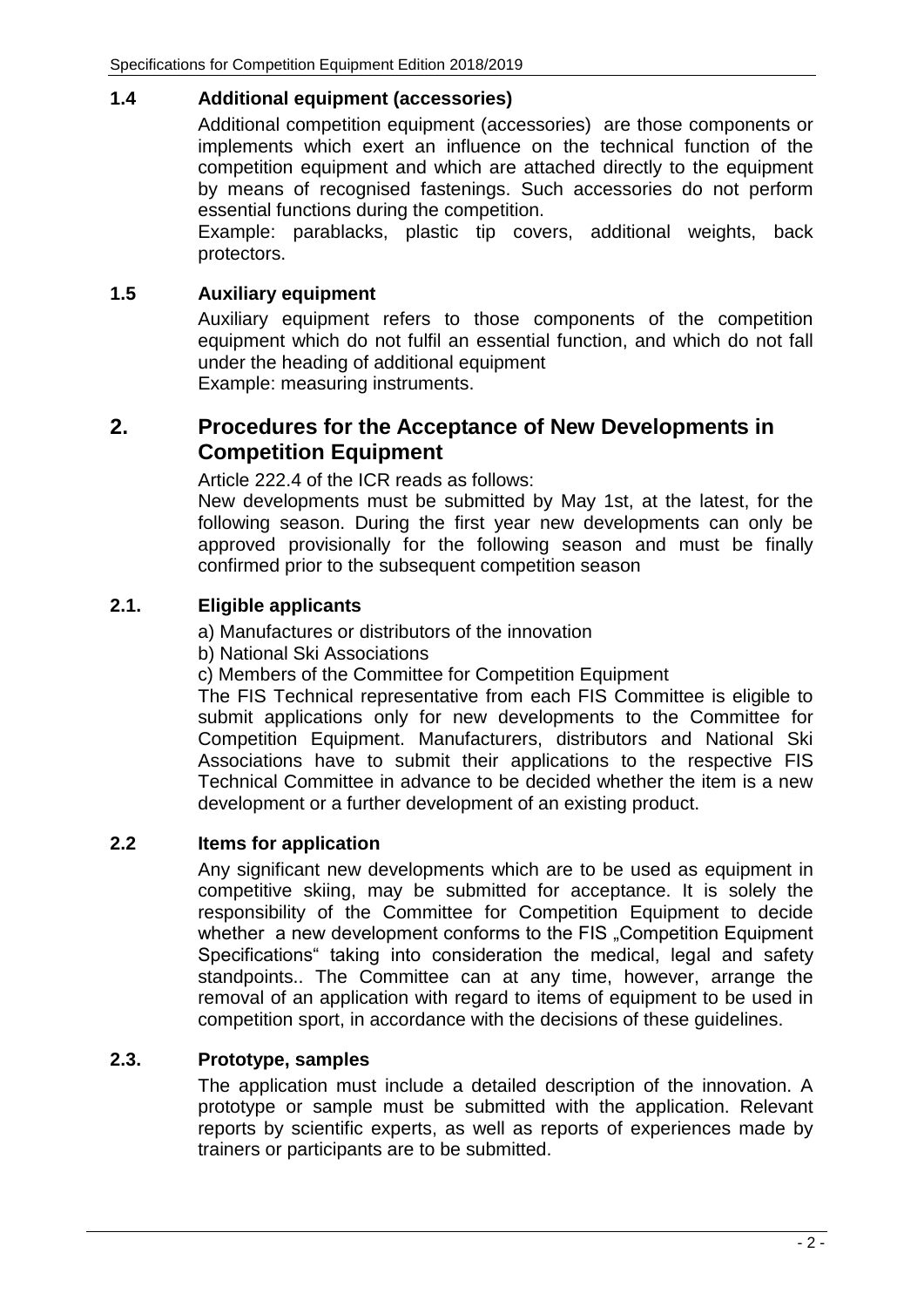### 1.4 Additional equipment (accessories)

Additional competition equipment (accessories)  are those components or implements which exert an influence on the technical function of the competition equipment and which are attached directly to the equipment by means of recognised fastenings. Such accessories do not perform essential functions during the competition.

Example: parablacks, plastic tip covers, additional weights, back protectors.

### 1.5 Auxiliary equipment

Auxiliary equipment refers to those components of the competition equipment which do not fulfil an essential function, and which do not fall under the heading of additional equipment

Example: measuring instruments.

## 2. Procedures for the Acceptance of New Developments in Competition Equipment

Article 222.4 of the ICR reads as follows:

New developments must be submitted by May 1st, at the latest, for the following season. During the first year new developments can only be approved provisionally for the following season and must be finally confirmed prior to the subsequent competition season

### 2.1. Eligible applicants

a) Manufactures or distributors of the innovation

b) National Ski Associations

c) Members of the Committee for Competition Equipment

The FIS Technical representative from each FIS Committee is eligible to submit applications only for new developments to the Committee for Competition Equipment. Manufacturers, distributors and National Ski Associations have to submit their applications to the respective FIS Technical Committee in advance to be decided whether the item is a new development or a further development of an existing product.

### 2.2 Items for application

Any significant new developments which are to be used as equipment in competitive skiing, may be submitted for acceptance. It is solely the responsibility of the Committee for Competition Equipment to decide whether  a new development conforms to the FIS „Competition Equipment Specifications“ taking into consideration the medical, legal and safety standpoints.. The Committee can at any time, however, arrange the removal of an application with regard to items of equipment to be used in competition sport, in accordance with the decisions of these guidelines.

### 2.3. Prototype, samples

The application must include a detailed description of the innovation. A prototype or sample must be submitted with the application. Relevant reports by scientific experts, as well as reports of experiences made by trainers or participants are to be submitted.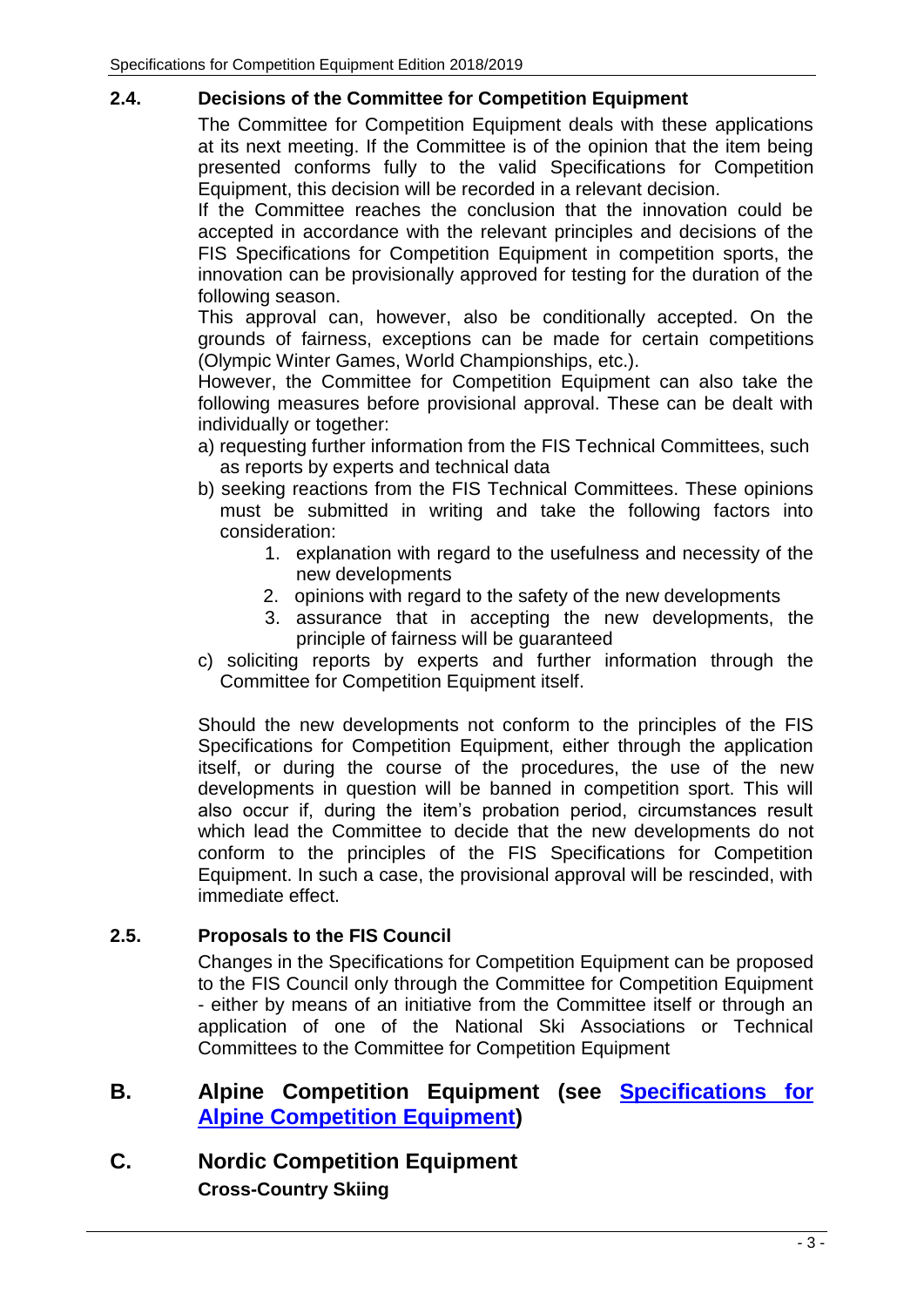### 2.4. Decisions of the Committee for Competition Equipment

The Committee for Competition Equipment deals with these applications at its next meeting. If the Committee is of the opinion that the item being presented conforms fully to the valid Specifications for Competition Equipment, this decision will be recorded in a relevant decision.

If the Committee reaches the conclusion that the innovation could be accepted in accordance with the relevant principles and decisions of the FIS Specifications for Competition Equipment in competition sports, the innovation can be provisionally approved for testing for the duration of the following season.

This approval can, however, also be conditionally accepted. On the grounds of fairness, exceptions can be made for certain competitions (Olympic Winter Games, World Championships, etc.).

However, the Committee for Competition Equipment can also take the following measures before provisional approval. These can be dealt with individually or together:

a) requesting further information from the FIS Technical Committees, such as reports by experts and technical data
b) seeking reactions from the FIS Technical Committees. These opinions must be submitted in writing and take the following factors into consideration:
    1. explanation with regard to the usefulness and necessity of the new developments
    2. opinions with regard to the safety of the new developments
    3. assurance that in accepting the new developments, the principle of fairness will be guaranteed
c) soliciting reports by experts and further information through the Committee for Competition Equipment itself.

Should the new developments not conform to the principles of the FIS Specifications for Competition Equipment, either through the application itself, or during the course of the procedures, the use of the new developments in question will be banned in competition sport. This will also occur if, during the item's probation period, circumstances result which lead the Committee to decide that the new developments do not conform to the principles of the FIS Specifications for Competition Equipment. In such a case, the provisional approval will be rescinded, with immediate effect.

### 2.5. Proposals to the FIS Council

Changes in the Specifications for Competition Equipment can be proposed to the FIS Council only through the Committee for Competition Equipment - either by means of an initiative from the Committee itself or through an application of one of the National Ski Associations or Technical Committees to the Committee for Competition Equipment

## B. Alpine Competition Equipment (see Specifications for Alpine Competition Equipment)

## C. Nordic Competition Equipment

**Cross-Country Skiing**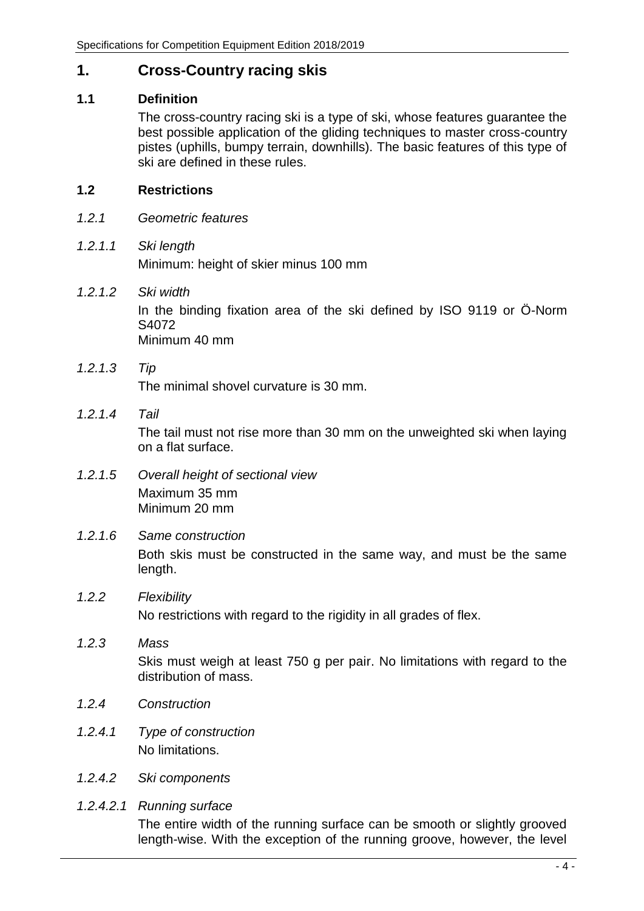# 1. Cross-Country racing skis

## 1.1 Definition

The cross-country racing ski is a type of ski, whose features guarantee the best possible application of the gliding techniques to master cross-country pistes (uphills, bumpy terrain, downhills). The basic features of this type of ski are defined in these rules.

## 1.2 Restrictions

*1.2.1 Geometric features*

*1.2.1.1 Ski length*

Minimum: height of skier minus 100 mm

*1.2.1.2 Ski width*

In the binding fixation area of the ski defined by ISO 9119 or Ö-Norm S4072
Minimum 40 mm

*1.2.1.3 Tip*

The minimal shovel curvature is 30 mm.

*1.2.1.4 Tail*

The tail must not rise more than 30 mm on the unweighted ski when laying on a flat surface.

*1.2.1.5 Overall height of sectional view*

Maximum 35 mm
Minimum 20 mm

*1.2.1.6 Same construction*

Both skis must be constructed in the same way, and must be the same length.

*1.2.2 Flexibility*

No restrictions with regard to the rigidity in all grades of flex.

*1.2.3 Mass*

Skis must weigh at least 750 g per pair. No limitations with regard to the distribution of mass.

*1.2.4 Construction*

*1.2.4.1 Type of construction*

No limitations.

*1.2.4.2 Ski components*

*1.2.4.2.1 Running surface*

The entire width of the running surface can be smooth or slightly grooved length-wise. With the exception of the running groove, however, the level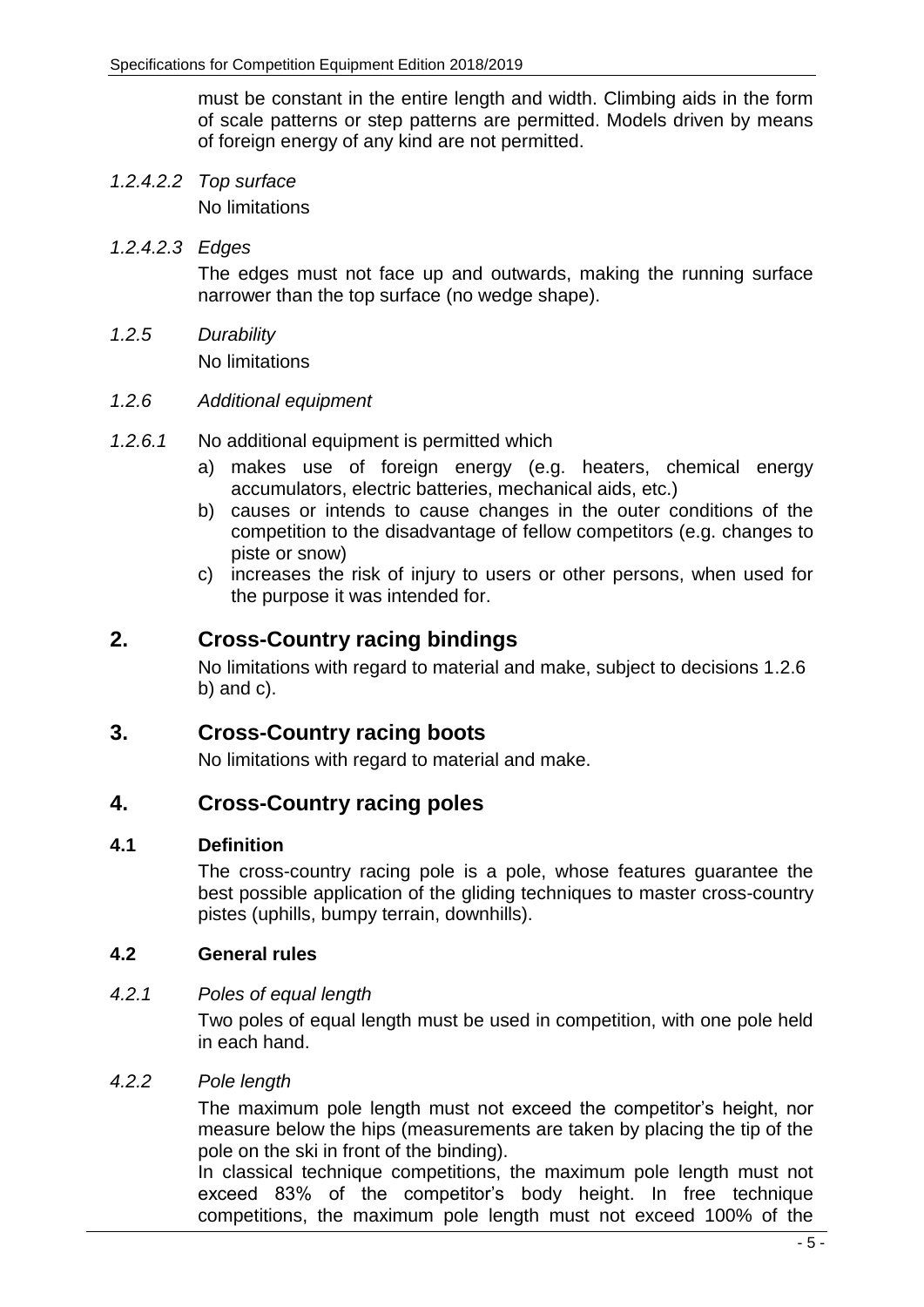must be constant in the entire length and width. Climbing aids in the form of scale patterns or step patterns are permitted. Models driven by means of foreign energy of any kind are not permitted.

*1.2.4.2.2 Top surface*

No limitations

*1.2.4.2.3 Edges*

The edges must not face up and outwards, making the running surface narrower than the top surface (no wedge shape).

*1.2.5 Durability*

No limitations

*1.2.6 Additional equipment*

*1.2.6.1* No additional equipment is permitted which

a) makes use of foreign energy (e.g. heaters, chemical energy accumulators, electric batteries, mechanical aids, etc.)
b) causes or intends to cause changes in the outer conditions of the competition to the disadvantage of fellow competitors (e.g. changes to piste or snow)
c) increases the risk of injury to users or other persons, when used for the purpose it was intended for.

# 2. Cross-Country racing bindings

No limitations with regard to material and make, subject to decisions 1.2.6 b) and c).

# 3. Cross-Country racing boots

No limitations with regard to material and make.

# 4. Cross-Country racing poles

## 4.1 Definition

The cross-country racing pole is a pole, whose features guarantee the best possible application of the gliding techniques to master cross-country pistes (uphills, bumpy terrain, downhills).

## 4.2 General rules

*4.2.1 Poles of equal length*

Two poles of equal length must be used in competition, with one pole held in each hand.

*4.2.2 Pole length*

The maximum pole length must not exceed the competitor's height, nor measure below the hips (measurements are taken by placing the tip of the pole on the ski in front of the binding).

In classical technique competitions, the maximum pole length must not exceed 83% of the competitor's body height. In free technique competitions, the maximum pole length must not exceed 100% of the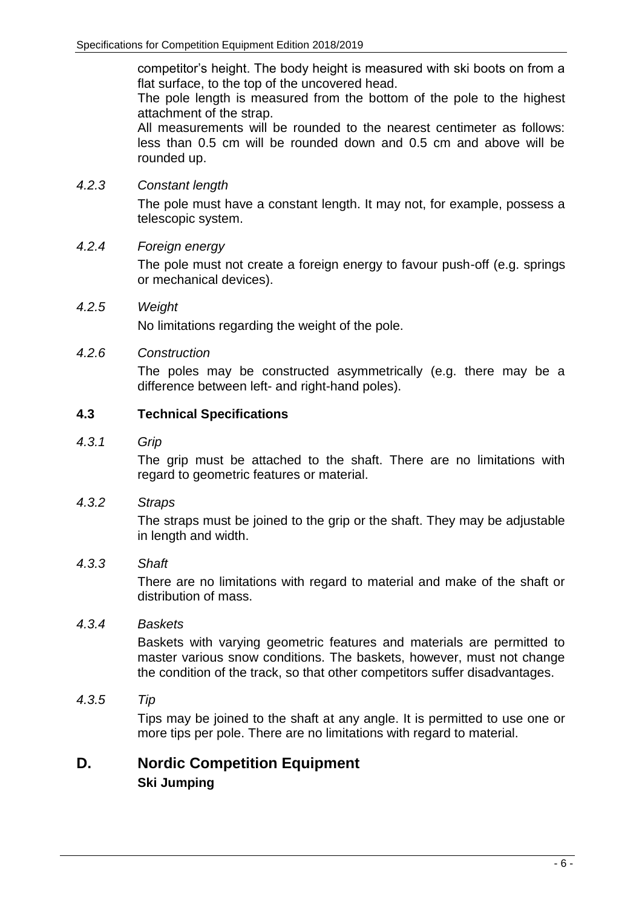competitor's height. The body height is measured with ski boots on from a flat surface, to the top of the uncovered head.

The pole length is measured from the bottom of the pole to the highest attachment of the strap.

All measurements will be rounded to the nearest centimeter as follows: less than 0.5 cm will be rounded down and 0.5 cm and above will be rounded up.

*4.2.3 Constant length*

The pole must have a constant length. It may not, for example, possess a telescopic system.

*4.2.4 Foreign energy*

The pole must not create a foreign energy to favour push-off (e.g. springs or mechanical devices).

*4.2.5 Weight*

No limitations regarding the weight of the pole.

*4.2.6 Construction*

The poles may be constructed asymmetrically (e.g. there may be a difference between left- and right-hand poles).

### 4.3 Technical Specifications

*4.3.1 Grip*

The grip must be attached to the shaft. There are no limitations with regard to geometric features or material.

*4.3.2 Straps*

The straps must be joined to the grip or the shaft. They may be adjustable in length and width.

*4.3.3 Shaft*

There are no limitations with regard to material and make of the shaft or distribution of mass.

*4.3.4 Baskets*

Baskets with varying geometric features and materials are permitted to master various snow conditions. The baskets, however, must not change the condition of the track, so that other competitors suffer disadvantages.

*4.3.5 Tip*

Tips may be joined to the shaft at any angle. It is permitted to use one or more tips per pole. There are no limitations with regard to material.

## D. Nordic Competition Equipment

**Ski Jumping**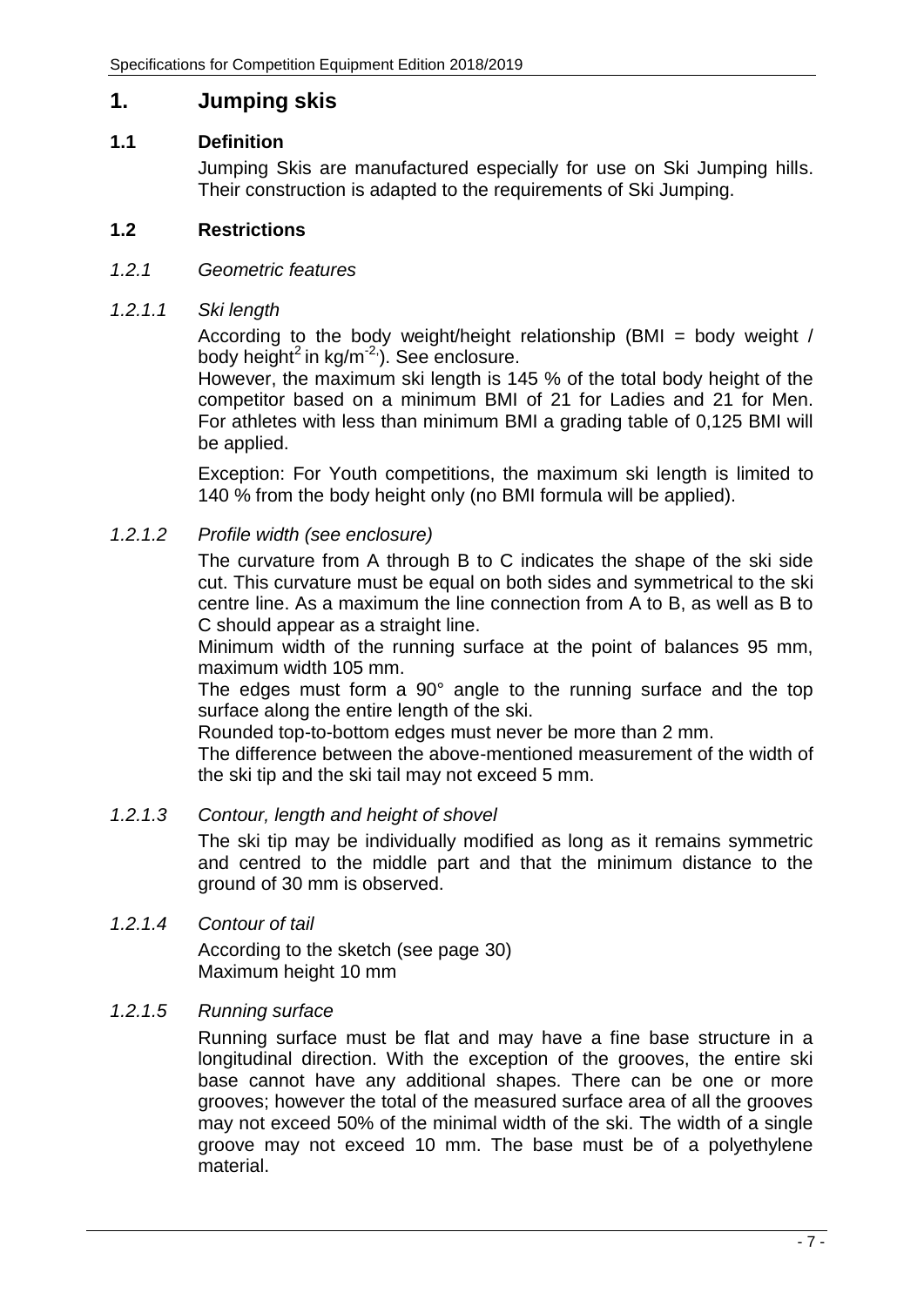# 1. Jumping skis

## 1.1 Definition

Jumping Skis are manufactured especially for use on Ski Jumping hills. Their construction is adapted to the requirements of Ski Jumping.

## 1.2 Restrictions

### *1.2.1 Geometric features*

#### *1.2.1.1 Ski length*

According to the body weight/height relationship (BMI = body weight / body height$^2$ in kg/m$^{-2}$). See enclosure.

However, the maximum ski length is 145 % of the total body height of the competitor based on a minimum BMI of 21 for Ladies and 21 for Men. For athletes with less than minimum BMI a grading table of 0,125 BMI will be applied.

Exception: For Youth competitions, the maximum ski length is limited to 140 % from the body height only (no BMI formula will be applied).

#### *1.2.1.2 Profile width (see enclosure)*

The curvature from A through B to C indicates the shape of the ski side cut. This curvature must be equal on both sides and symmetrical to the ski centre line. As a maximum the line connection from A to B, as well as B to C should appear as a straight line.

Minimum width of the running surface at the point of balances 95 mm, maximum width 105 mm.

The edges must form a 90° angle to the running surface and the top surface along the entire length of the ski.

Rounded top-to-bottom edges must never be more than 2 mm.

The difference between the above-mentioned measurement of the width of the ski tip and the ski tail may not exceed 5 mm.

#### *1.2.1.3 Contour, length and height of shovel*

The ski tip may be individually modified as long as it remains symmetric and centred to the middle part and that the minimum distance to the ground of 30 mm is observed.

#### *1.2.1.4 Contour of tail*

According to the sketch (see page 30)
Maximum height 10 mm

#### *1.2.1.5 Running surface*

Running surface must be flat and may have a fine base structure in a longitudinal direction. With the exception of the grooves, the entire ski base cannot have any additional shapes. There can be one or more grooves; however the total of the measured surface area of all the grooves may not exceed 50% of the minimal width of the ski. The width of a single groove may not exceed 10 mm. The base must be of a polyethylene material.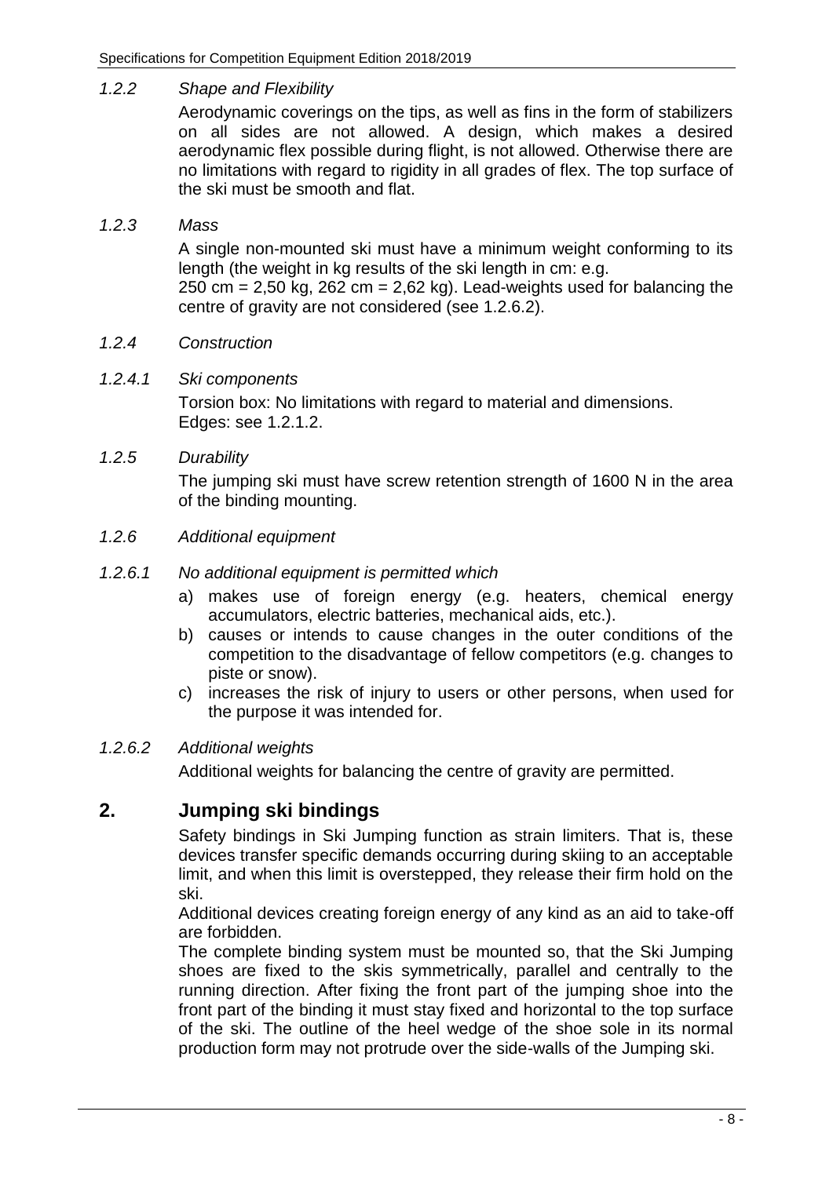#### *1.2.2 Shape and Flexibility*

Aerodynamic coverings on the tips, as well as fins in the form of stabilizers on all sides are not allowed. A design, which makes a desired aerodynamic flex possible during flight, is not allowed. Otherwise there are no limitations with regard to rigidity in all grades of flex. The top surface of the ski must be smooth and flat.

#### *1.2.3 Mass*

A single non-mounted ski must have a minimum weight conforming to its length (the weight in kg results of the ski length in cm: e.g.
250 cm = 2,50 kg, 262 cm = 2,62 kg). Lead-weights used for balancing the centre of gravity are not considered (see 1.2.6.2).

#### *1.2.4 Construction*

##### *1.2.4.1 Ski components*

Torsion box: No limitations with regard to material and dimensions.
Edges: see 1.2.1.2.

#### *1.2.5 Durability*

The jumping ski must have screw retention strength of 1600 N in the area of the binding mounting.

#### *1.2.6 Additional equipment*

##### *1.2.6.1 No additional equipment is permitted which*

a) makes use of foreign energy (e.g. heaters, chemical energy accumulators, electric batteries, mechanical aids, etc.).
b) causes or intends to cause changes in the outer conditions of the competition to the disadvantage of fellow competitors (e.g. changes to piste or snow).
c) increases the risk of injury to users or other persons, when used for the purpose it was intended for.

##### *1.2.6.2 Additional weights*

Additional weights for balancing the centre of gravity are permitted.

## 2. Jumping ski bindings

Safety bindings in Ski Jumping function as strain limiters. That is, these devices transfer specific demands occurring during skiing to an acceptable limit, and when this limit is overstepped, they release their firm hold on the ski.
Additional devices creating foreign energy of any kind as an aid to take-off are forbidden.
The complete binding system must be mounted so, that the Ski Jumping shoes are fixed to the skis symmetrically, parallel and centrally to the running direction. After fixing the front part of the jumping shoe into the front part of the binding it must stay fixed and horizontal to the top surface of the ski. The outline of the heel wedge of the shoe sole in its normal production form may not protrude over the side-walls of the Jumping ski.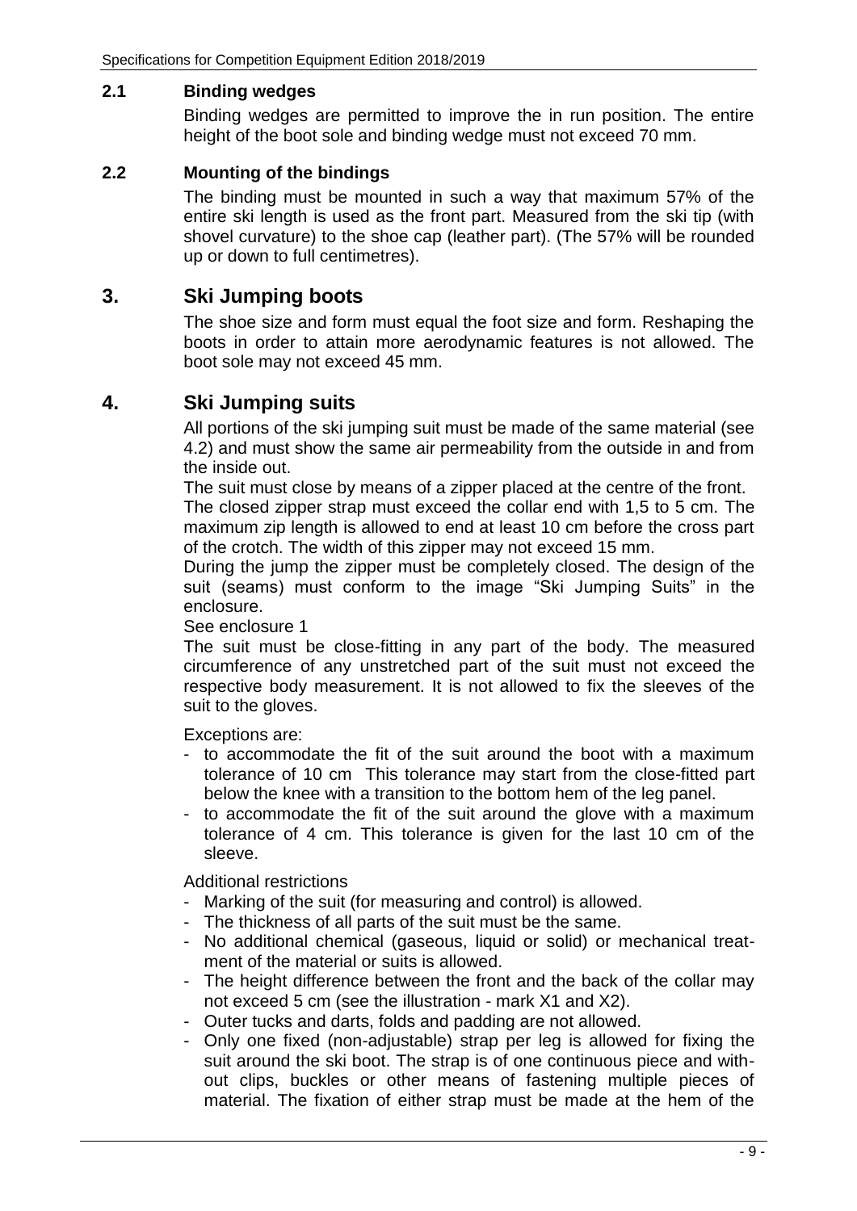### 2.1 Binding wedges

Binding wedges are permitted to improve the in run position. The entire height of the boot sole and binding wedge must not exceed 70 mm.

### 2.2 Mounting of the bindings

The binding must be mounted in such a way that maximum 57% of the entire ski length is used as the front part. Measured from the ski tip (with shovel curvature) to the shoe cap (leather part). (The 57% will be rounded up or down to full centimetres).

## 3. Ski Jumping boots

The shoe size and form must equal the foot size and form. Reshaping the boots in order to attain more aerodynamic features is not allowed. The boot sole may not exceed 45 mm.

## 4. Ski Jumping suits

All portions of the ski jumping suit must be made of the same material (see 4.2) and must show the same air permeability from the outside in and from the inside out.

The suit must close by means of a zipper placed at the centre of the front.

The closed zipper strap must exceed the collar end with 1,5 to 5 cm. The maximum zip length is allowed to end at least 10 cm before the cross part of the crotch. The width of this zipper may not exceed 15 mm.

During the jump the zipper must be completely closed. The design of the suit (seams) must conform to the image "Ski Jumping Suits" in the enclosure.

See enclosure 1

The suit must be close-fitting in any part of the body. The measured circumference of any unstretched part of the suit must not exceed the respective body measurement. It is not allowed to fix the sleeves of the suit to the gloves.

Exceptions are:

- to accommodate the fit of the suit around the boot with a maximum tolerance of 10 cm This tolerance may start from the close-fitted part below the knee with a transition to the bottom hem of the leg panel.
- to accommodate the fit of the suit around the glove with a maximum tolerance of 4 cm. This tolerance is given for the last 10 cm of the sleeve.

Additional restrictions

- Marking of the suit (for measuring and control) is allowed.
- The thickness of all parts of the suit must be the same.
- No additional chemical (gaseous, liquid or solid) or mechanical treatment of the material or suits is allowed.
- The height difference between the front and the back of the collar may not exceed 5 cm (see the illustration - mark X1 and X2).
- Outer tucks and darts, folds and padding are not allowed.
- Only one fixed (non-adjustable) strap per leg is allowed for fixing the suit around the ski boot. The strap is of one continuous piece and without clips, buckles or other means of fastening multiple pieces of material. The fixation of either strap must be made at the hem of the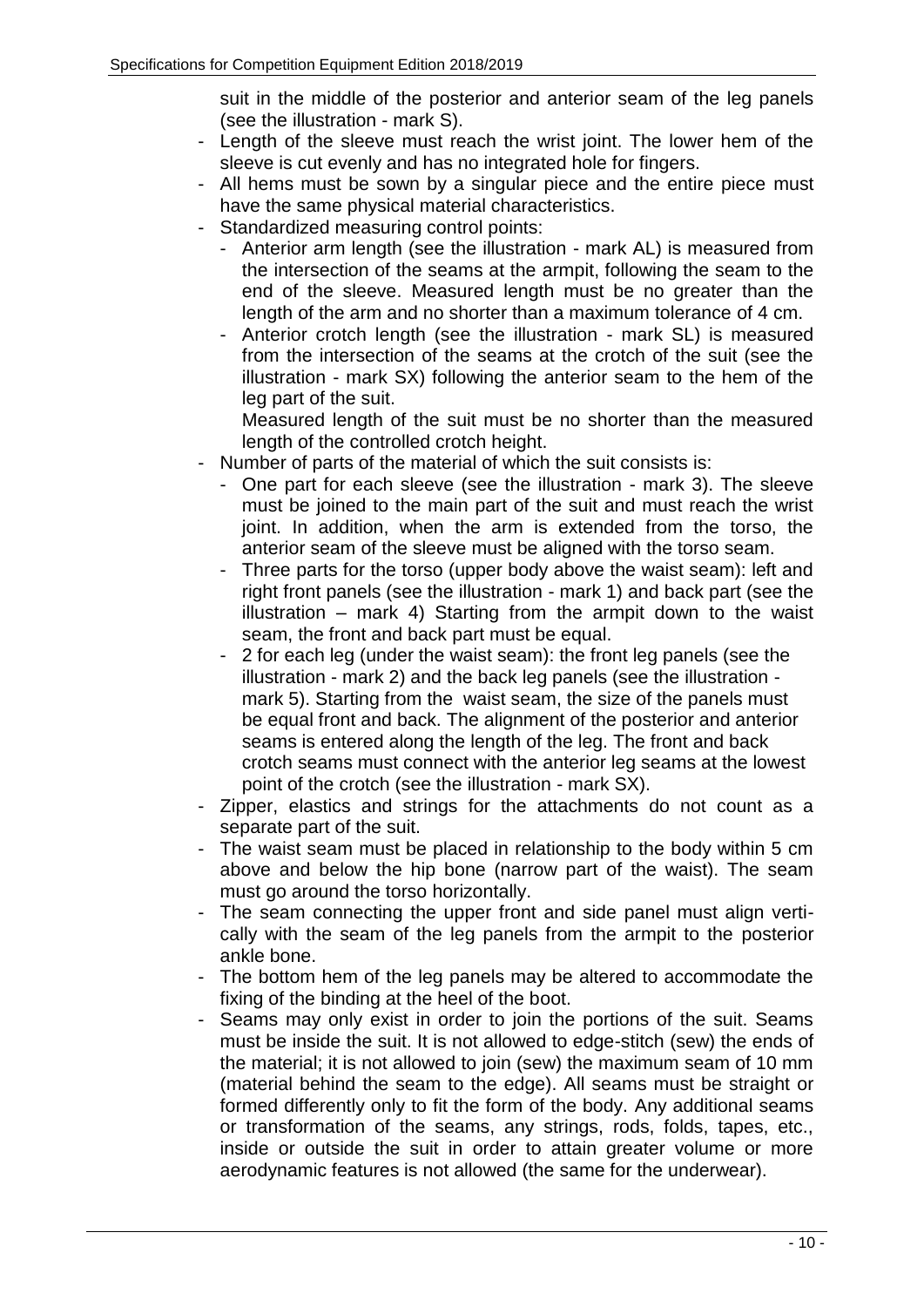suit in the middle of the posterior and anterior seam of the leg panels (see the illustration - mark S).

- Length of the sleeve must reach the wrist joint. The lower hem of the sleeve is cut evenly and has no integrated hole for fingers.
- All hems must be sown by a singular piece and the entire piece must have the same physical material characteristics.
- Standardized measuring control points:
  - Anterior arm length (see the illustration - mark AL) is measured from the intersection of the seams at the armpit, following the seam to the end of the sleeve. Measured length must be no greater than the length of the arm and no shorter than a maximum tolerance of 4 cm.
  - Anterior crotch length (see the illustration - mark SL) is measured from the intersection of the seams at the crotch of the suit (see the illustration - mark SX) following the anterior seam to the hem of the leg part of the suit.

    Measured length of the suit must be no shorter than the measured length of the controlled crotch height.
- Number of parts of the material of which the suit consists is:
  - One part for each sleeve (see the illustration - mark 3). The sleeve must be joined to the main part of the suit and must reach the wrist joint. In addition, when the arm is extended from the torso, the anterior seam of the sleeve must be aligned with the torso seam.
  - Three parts for the torso (upper body above the waist seam): left and right front panels (see the illustration - mark 1) and back part (see the illustration – mark 4) Starting from the armpit down to the waist seam, the front and back part must be equal.
  - 2 for each leg (under the waist seam): the front leg panels (see the illustration - mark 2) and the back leg panels (see the illustration - mark 5). Starting from the waist seam, the size of the panels must be equal front and back. The alignment of the posterior and anterior seams is entered along the length of the leg. The front and back crotch seams must connect with the anterior leg seams at the lowest point of the crotch (see the illustration - mark SX).
- Zipper, elastics and strings for the attachments do not count as a separate part of the suit.
- The waist seam must be placed in relationship to the body within 5 cm above and below the hip bone (narrow part of the waist). The seam must go around the torso horizontally.
- The seam connecting the upper front and side panel must align vertically with the seam of the leg panels from the armpit to the posterior ankle bone.
- The bottom hem of the leg panels may be altered to accommodate the fixing of the binding at the heel of the boot.
- Seams may only exist in order to join the portions of the suit. Seams must be inside the suit. It is not allowed to edge-stitch (sew) the ends of the material; it is not allowed to join (sew) the maximum seam of 10 mm (material behind the seam to the edge). All seams must be straight or formed differently only to fit the form of the body. Any additional seams or transformation of the seams, any strings, rods, folds, tapes, etc., inside or outside the suit in order to attain greater volume or more aerodynamic features is not allowed (the same for the underwear).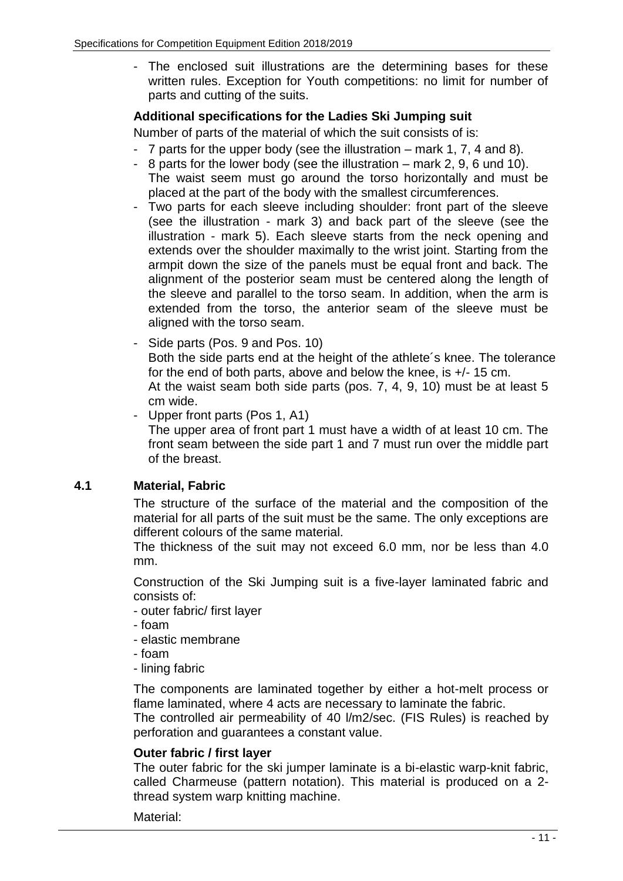- The enclosed suit illustrations are the determining bases for these written rules. Exception for Youth competitions: no limit for number of parts and cutting of the suits.

**Additional specifications for the Ladies Ski Jumping suit**

Number of parts of the material of which the suit consists of is:

- 7 parts for the upper body (see the illustration – mark 1, 7, 4 and 8).
- 8 parts for the lower body (see the illustration – mark 2, 9, 6 und 10). The waist seem must go around the torso horizontally and must be placed at the part of the body with the smallest circumferences.
- Two parts for each sleeve including shoulder: front part of the sleeve (see the illustration - mark 3) and back part of the sleeve (see the illustration - mark 5). Each sleeve starts from the neck opening and extends over the shoulder maximally to the wrist joint. Starting from the armpit down the size of the panels must be equal front and back. The alignment of the posterior seam must be centered along the length of the sleeve and parallel to the torso seam. In addition, when the arm is extended from the torso, the anterior seam of the sleeve must be aligned with the torso seam.
- Side parts (Pos. 9 and Pos. 10)
  Both the side parts end at the height of the athlete´s knee. The tolerance for the end of both parts, above and below the knee, is +/- 15 cm.
  At the waist seam both side parts (pos. 7, 4, 9, 10) must be at least 5 cm wide.
- Upper front parts (Pos 1, A1)
  The upper area of front part 1 must have a width of at least 10 cm. The front seam between the side part 1 and 7 must run over the middle part of the breast.

## 4.1 Material, Fabric

The structure of the surface of the material and the composition of the material for all parts of the suit must be the same. The only exceptions are different colours of the same material.

The thickness of the suit may not exceed 6.0 mm, nor be less than 4.0 mm.

Construction of the Ski Jumping suit is a five-layer laminated fabric and consists of:

- outer fabric/ first layer
- foam
- elastic membrane
- foam
- lining fabric

The components are laminated together by either a hot-melt process or flame laminated, where 4 acts are necessary to laminate the fabric.

The controlled air permeability of 40 l/m2/sec. (FIS Rules) is reached by perforation and guarantees a constant value.

**Outer fabric / first layer**

The outer fabric for the ski jumper laminate is a bi-elastic warp-knit fabric, called Charmeuse (pattern notation). This material is produced on a 2-thread system warp knitting machine.

Material: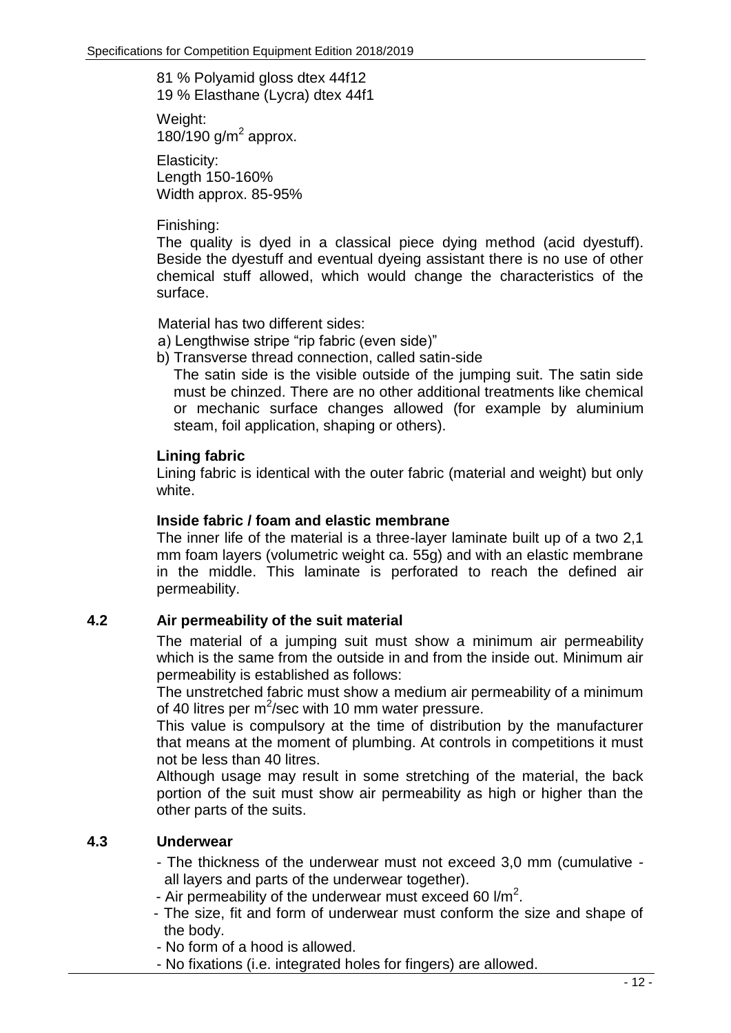81 % Polyamid gloss dtex 44f12
19 % Elasthane (Lycra) dtex 44f1

Weight:
180/190 g/m$^2$ approx.

Elasticity:
Length 150-160%
Width approx. 85-95%

Finishing:
The quality is dyed in a classical piece dying method (acid dyestuff). Beside the dyestuff and eventual dyeing assistant there is no use of other chemical stuff allowed, which would change the characteristics of the surface.

Material has two different sides:

a) Lengthwise stripe "rip fabric (even side)"
b) Transverse thread connection, called satin-side
   The satin side is the visible outside of the jumping suit. The satin side must be chinzed. There are no other additional treatments like chemical or mechanic surface changes allowed (for example by aluminium steam, foil application, shaping or others).

**Lining fabric**

Lining fabric is identical with the outer fabric (material and weight) but only white.

**Inside fabric / foam and elastic membrane**

The inner life of the material is a three-layer laminate built up of a two 2,1 mm foam layers (volumetric weight ca. 55g) and with an elastic membrane in the middle. This laminate is perforated to reach the defined air permeability.

## 4.2 Air permeability of the suit material

The material of a jumping suit must show a minimum air permeability which is the same from the outside in and from the inside out. Minimum air permeability is established as follows:

The unstretched fabric must show a medium air permeability of a minimum of 40 litres per m$^2$/sec with 10 mm water pressure.

This value is compulsory at the time of distribution by the manufacturer that means at the moment of plumbing. At controls in competitions it must not be less than 40 litres.

Although usage may result in some stretching of the material, the back portion of the suit must show air permeability as high or higher than the other parts of the suits.

## 4.3 Underwear

- The thickness of the underwear must not exceed 3,0 mm (cumulative - all layers and parts of the underwear together).
- Air permeability of the underwear must exceed 60 l/m$^2$.
- The size, fit and form of underwear must conform the size and shape of the body.
- No form of a hood is allowed.
- No fixations (i.e. integrated holes for fingers) are allowed.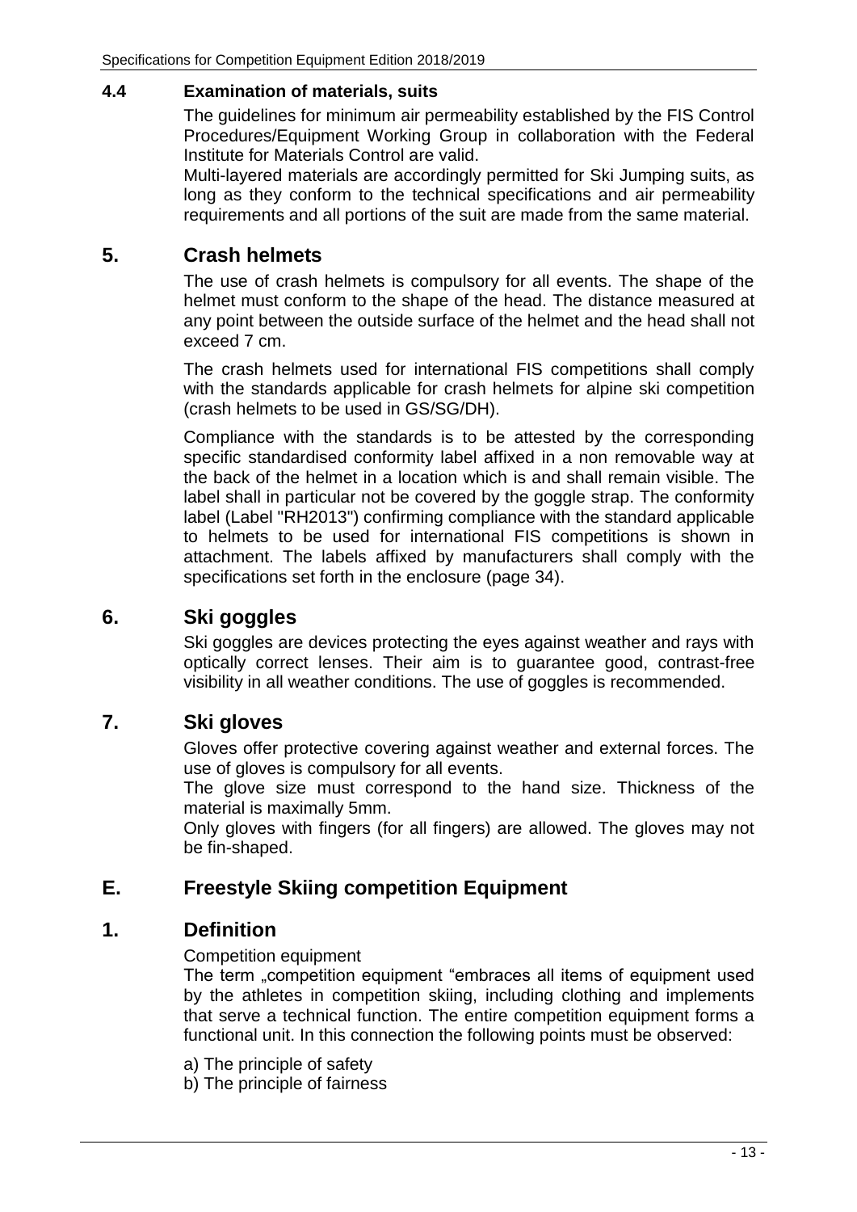### 4.4 Examination of materials, suits

The guidelines for minimum air permeability established by the FIS Control Procedures/Equipment Working Group in collaboration with the Federal Institute for Materials Control are valid.

Multi-layered materials are accordingly permitted for Ski Jumping suits, as long as they conform to the technical specifications and air permeability requirements and all portions of the suit are made from the same material.

## 5. Crash helmets

The use of crash helmets is compulsory for all events. The shape of the helmet must conform to the shape of the head. The distance measured at any point between the outside surface of the helmet and the head shall not exceed 7 cm.

The crash helmets used for international FIS competitions shall comply with the standards applicable for crash helmets for alpine ski competition (crash helmets to be used in GS/SG/DH).

Compliance with the standards is to be attested by the corresponding specific standardised conformity label affixed in a non removable way at the back of the helmet in a location which is and shall remain visible. The label shall in particular not be covered by the goggle strap. The conformity label (Label "RH2013") confirming compliance with the standard applicable to helmets to be used for international FIS competitions is shown in attachment. The labels affixed by manufacturers shall comply with the specifications set forth in the enclosure (page 34).

## 6. Ski goggles

Ski goggles are devices protecting the eyes against weather and rays with optically correct lenses. Their aim is to guarantee good, contrast-free visibility in all weather conditions. The use of goggles is recommended.

## 7. Ski gloves

Gloves offer protective covering against weather and external forces. The use of gloves is compulsory for all events.

The glove size must correspond to the hand size. Thickness of the material is maximally 5mm.

Only gloves with fingers (for all fingers) are allowed. The gloves may not be fin-shaped.

# E. Freestyle Skiing competition Equipment

## 1. Definition

Competition equipment

The term „competition equipment "embraces all items of equipment used by the athletes in competition skiing, including clothing and implements that serve a technical function. The entire competition equipment forms a functional unit. In this connection the following points must be observed:

a) The principle of safety

b) The principle of fairness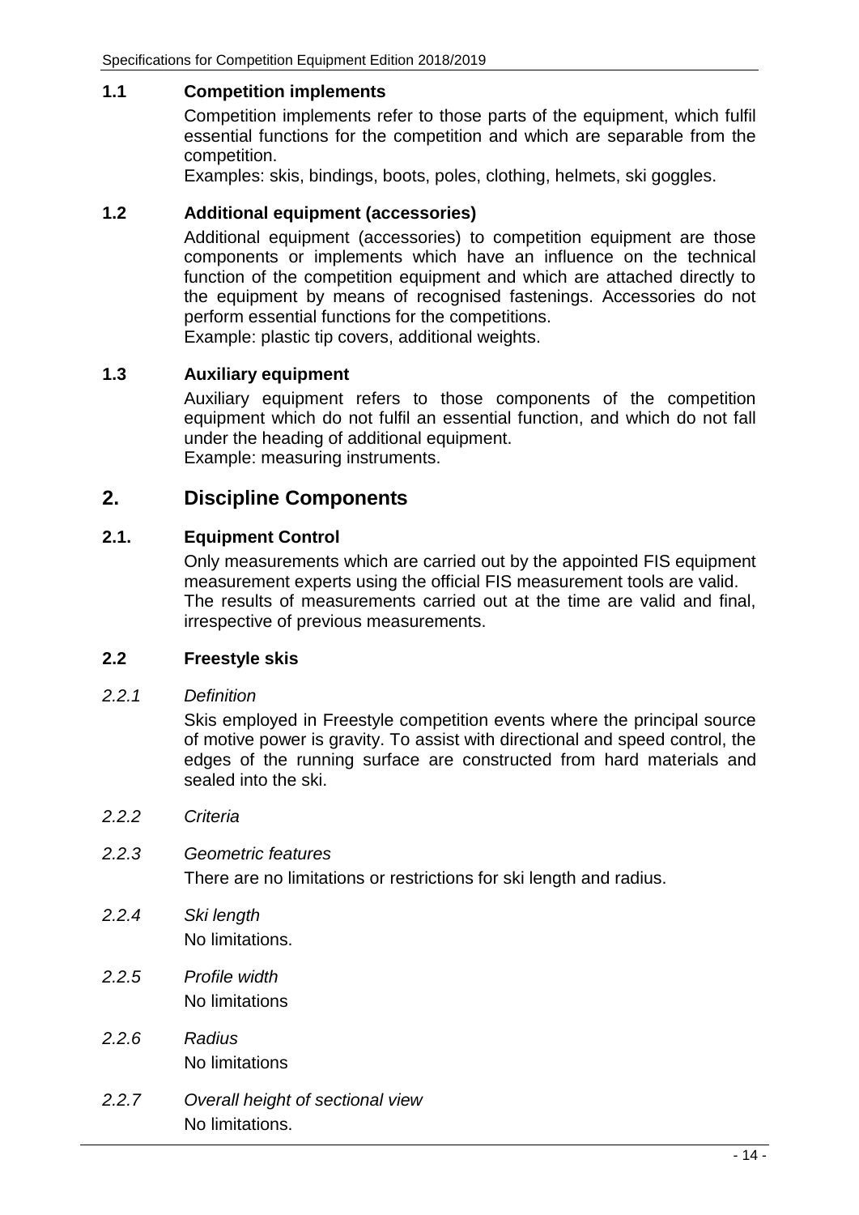### 1.1 Competition implements

Competition implements refer to those parts of the equipment, which fulfil essential functions for the competition and which are separable from the competition.
Examples: skis, bindings, boots, poles, clothing, helmets, ski goggles.

### 1.2 Additional equipment (accessories)

Additional equipment (accessories) to competition equipment are those components or implements which have an influence on the technical function of the competition equipment and which are attached directly to the equipment by means of recognised fastenings. Accessories do not perform essential functions for the competitions.
Example: plastic tip covers, additional weights.

### 1.3 Auxiliary equipment

Auxiliary equipment refers to those components of the competition equipment which do not fulfil an essential function, and which do not fall under the heading of additional equipment.
Example: measuring instruments.

## 2. Discipline Components

### 2.1. Equipment Control

Only measurements which are carried out by the appointed FIS equipment measurement experts using the official FIS measurement tools are valid.
The results of measurements carried out at the time are valid and final, irrespective of previous measurements.

### 2.2 Freestyle skis

*2.2.1 Definition*

Skis employed in Freestyle competition events where the principal source of motive power is gravity. To assist with directional and speed control, the edges of the running surface are constructed from hard materials and sealed into the ski.

*2.2.2 Criteria*

*2.2.3 Geometric features*

There are no limitations or restrictions for ski length and radius.

*2.2.4 Ski length*

No limitations.

*2.2.5 Profile width*

No limitations

*2.2.6 Radius*

No limitations

*2.2.7 Overall height of sectional view*

No limitations.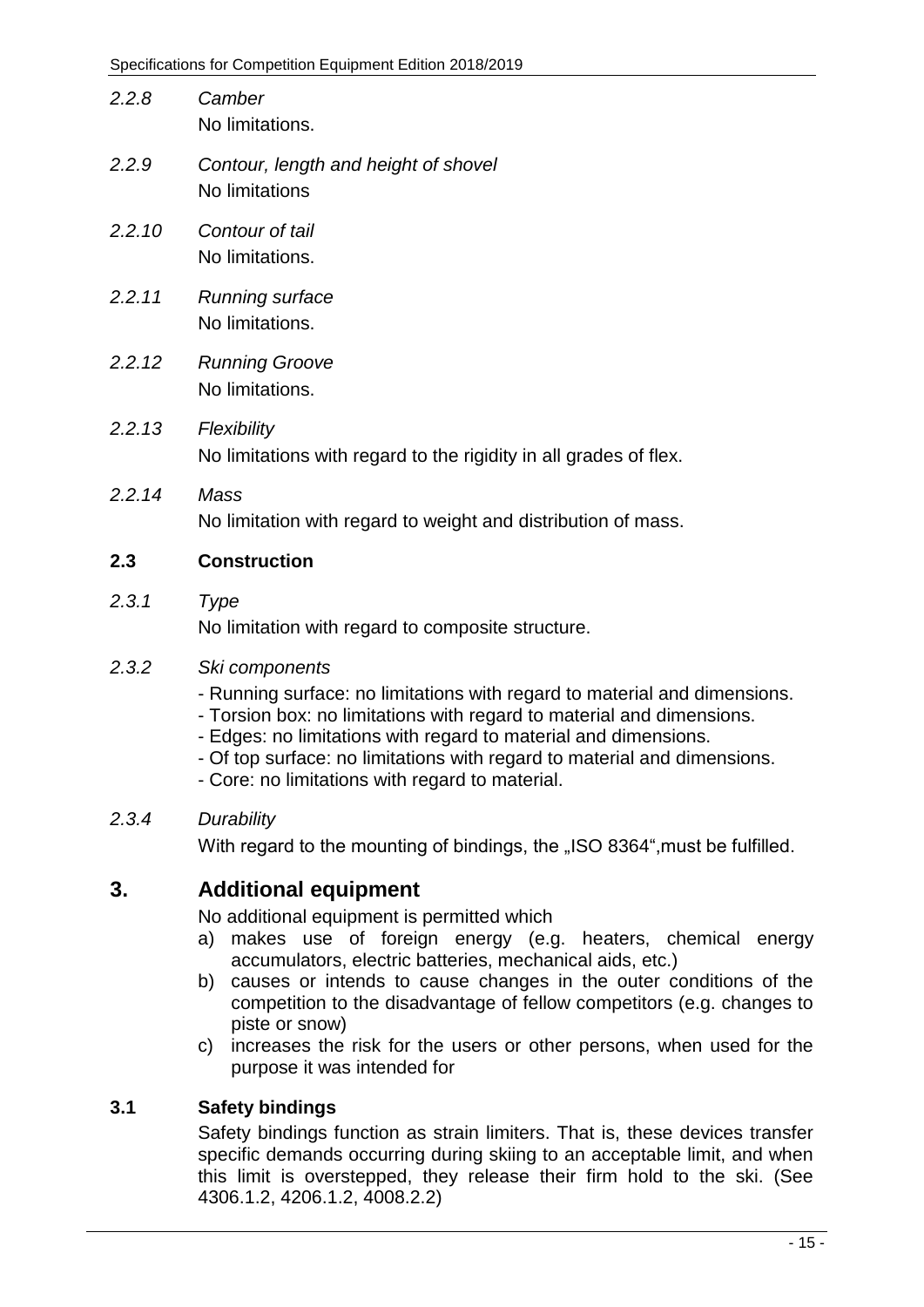*2.2.8* *Camber*
No limitations.

*2.2.9* *Contour, length and height of shovel*
No limitations

*2.2.10* *Contour of tail*
No limitations.

*2.2.11* *Running surface*
No limitations.

*2.2.12* *Running Groove*
No limitations.

*2.2.13* *Flexibility*
No limitations with regard to the rigidity in all grades of flex.

*2.2.14* *Mass*
No limitation with regard to weight and distribution of mass.

### 2.3 Construction

*2.3.1* *Type*
No limitation with regard to composite structure.

*2.3.2* *Ski components*

- Running surface: no limitations with regard to material and dimensions.
- Torsion box: no limitations with regard to material and dimensions.
- Edges: no limitations with regard to material and dimensions.
- Of top surface: no limitations with regard to material and dimensions.
- Core: no limitations with regard to material.

*2.3.4* *Durability*
With regard to the mounting of bindings, the „ISO 8364",must be fulfilled.

## 3. Additional equipment

No additional equipment is permitted which

a) makes use of foreign energy (e.g. heaters, chemical energy accumulators, electric batteries, mechanical aids, etc.)
b) causes or intends to cause changes in the outer conditions of the competition to the disadvantage of fellow competitors (e.g. changes to piste or snow)
c) increases the risk for the users or other persons, when used for the purpose it was intended for

### 3.1 Safety bindings

Safety bindings function as strain limiters. That is, these devices transfer specific demands occurring during skiing to an acceptable limit, and when this limit is overstepped, they release their firm hold to the ski. (See 4306.1.2, 4206.1.2, 4008.2.2)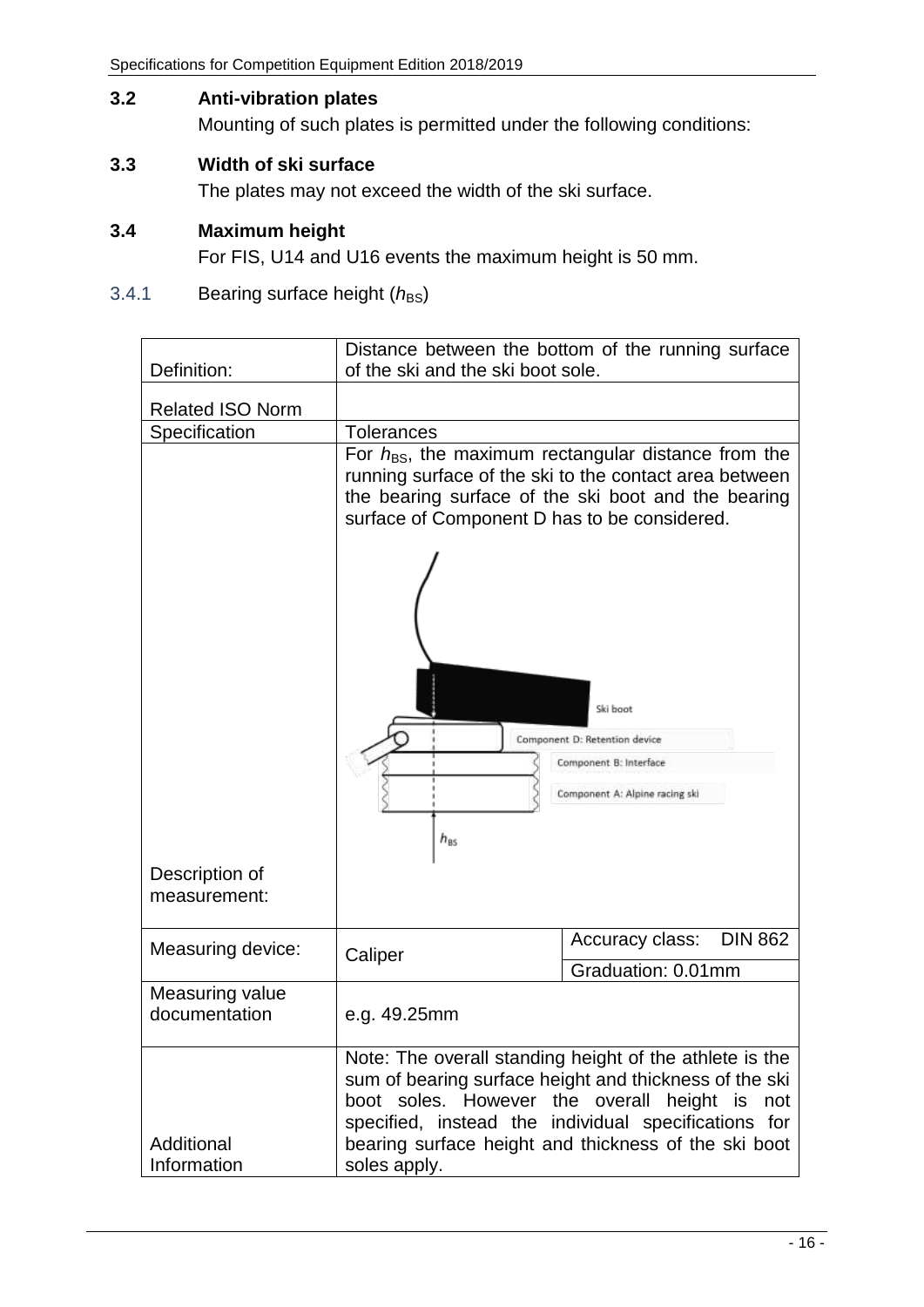## 3.2 Anti-vibration plates

Mounting of such plates is permitted under the following conditions:

## 3.3 Width of ski surface

The plates may not exceed the width of the ski surface.

## 3.4 Maximum height

For FIS, U14 and U16 events the maximum height is 50 mm.

### 3.4.1 Bearing surface height ($h_{BS}$)

| | | |
|---|---|---|
| Definition: | Distance between the bottom of the running surface of the ski and the ski boot sole. | |
| Related ISO Norm | | |
| Specification | Tolerances | |
| Description of measurement: | For $h_{BS}$, the maximum rectangular distance from the running surface of the ski to the contact area between the bearing surface of the ski boot and the bearing surface of Component D has to be considered. Ski boot; Component D: Retention device; Component B: Interface; Component A: Alpine racing ski; $h_{BS}$ | |
| Measuring device: | Caliper | Accuracy class: DIN 862 |
| | | Graduation: 0.01mm |
| Measuring value documentation | e.g. 49.25mm | |
| Additional Information | Note: The overall standing height of the athlete is the sum of bearing surface height and thickness of the ski boot soles. However the overall height is not specified, instead the individual specifications for bearing surface height and thickness of the ski boot soles apply. | |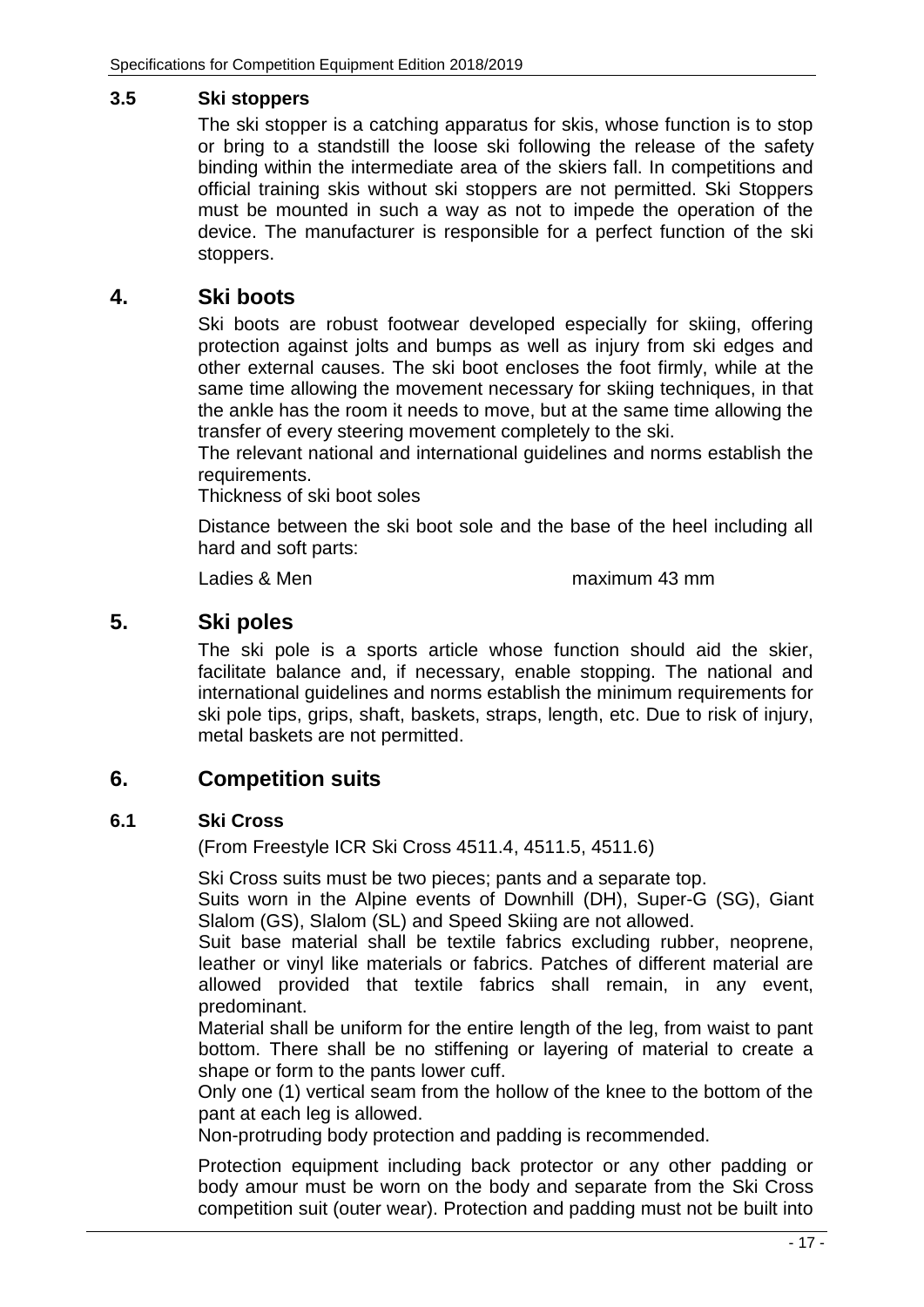### 3.5 Ski stoppers

The ski stopper is a catching apparatus for skis, whose function is to stop or bring to a standstill the loose ski following the release of the safety binding within the intermediate area of the skiers fall. In competitions and official training skis without ski stoppers are not permitted. Ski Stoppers must be mounted in such a way as not to impede the operation of the device. The manufacturer is responsible for a perfect function of the ski stoppers.

## 4. Ski boots

Ski boots are robust footwear developed especially for skiing, offering protection against jolts and bumps as well as injury from ski edges and other external causes. The ski boot encloses the foot firmly, while at the same time allowing the movement necessary for skiing techniques, in that the ankle has the room it needs to move, but at the same time allowing the transfer of every steering movement completely to the ski.
The relevant national and international guidelines and norms establish the requirements.
Thickness of ski boot soles

Distance between the ski boot sole and the base of the heel including all hard and soft parts:

| Ladies & Men | maximum 43 mm |
|---|---|

## 5. Ski poles

The ski pole is a sports article whose function should aid the skier, facilitate balance and, if necessary, enable stopping. The national and international guidelines and norms establish the minimum requirements for ski pole tips, grips, shaft, baskets, straps, length, etc. Due to risk of injury, metal baskets are not permitted.

## 6. Competition suits

### 6.1 Ski Cross

(From Freestyle ICR Ski Cross 4511.4, 4511.5, 4511.6)

Ski Cross suits must be two pieces; pants and a separate top.
Suits worn in the Alpine events of Downhill (DH), Super-G (SG), Giant Slalom (GS), Slalom (SL) and Speed Skiing are not allowed.
Suit base material shall be textile fabrics excluding rubber, neoprene, leather or vinyl like materials or fabrics. Patches of different material are allowed provided that textile fabrics shall remain, in any event, predominant.
Material shall be uniform for the entire length of the leg, from waist to pant bottom. There shall be no stiffening or layering of material to create a shape or form to the pants lower cuff.
Only one (1) vertical seam from the hollow of the knee to the bottom of the pant at each leg is allowed.
Non-protruding body protection and padding is recommended.

Protection equipment including back protector or any other padding or body amour must be worn on the body and separate from the Ski Cross competition suit (outer wear). Protection and padding must not be built into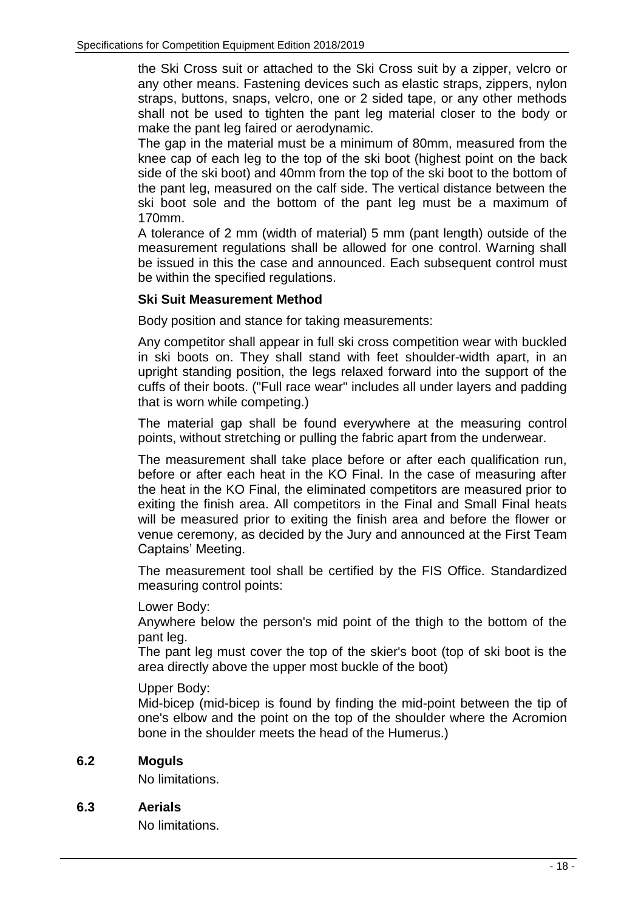the Ski Cross suit or attached to the Ski Cross suit by a zipper, velcro or any other means. Fastening devices such as elastic straps, zippers, nylon straps, buttons, snaps, velcro, one or 2 sided tape, or any other methods shall not be used to tighten the pant leg material closer to the body or make the pant leg faired or aerodynamic.

The gap in the material must be a minimum of 80mm, measured from the knee cap of each leg to the top of the ski boot (highest point on the back side of the ski boot) and 40mm from the top of the ski boot to the bottom of the pant leg, measured on the calf side. The vertical distance between the ski boot sole and the bottom of the pant leg must be a maximum of 170mm.

A tolerance of 2 mm (width of material) 5 mm (pant length) outside of the measurement regulations shall be allowed for one control. Warning shall be issued in this the case and announced. Each subsequent control must be within the specified regulations.

**Ski Suit Measurement Method**

Body position and stance for taking measurements:

Any competitor shall appear in full ski cross competition wear with buckled in ski boots on. They shall stand with feet shoulder-width apart, in an upright standing position, the legs relaxed forward into the support of the cuffs of their boots. ("Full race wear" includes all under layers and padding that is worn while competing.)

The material gap shall be found everywhere at the measuring control points, without stretching or pulling the fabric apart from the underwear.

The measurement shall take place before or after each qualification run, before or after each heat in the KO Final. In the case of measuring after the heat in the KO Final, the eliminated competitors are measured prior to exiting the finish area. All competitors in the Final and Small Final heats will be measured prior to exiting the finish area and before the flower or venue ceremony, as decided by the Jury and announced at the First Team Captains' Meeting.

The measurement tool shall be certified by the FIS Office. Standardized measuring control points:

Lower Body:
Anywhere below the person's mid point of the thigh to the bottom of the pant leg.
The pant leg must cover the top of the skier's boot (top of ski boot is the area directly above the upper most buckle of the boot)

Upper Body:
Mid-bicep (mid-bicep is found by finding the mid-point between the tip of one's elbow and the point on the top of the shoulder where the Acromion bone in the shoulder meets the head of the Humerus.)

### 6.2 Moguls

No limitations.

### 6.3 Aerials

No limitations.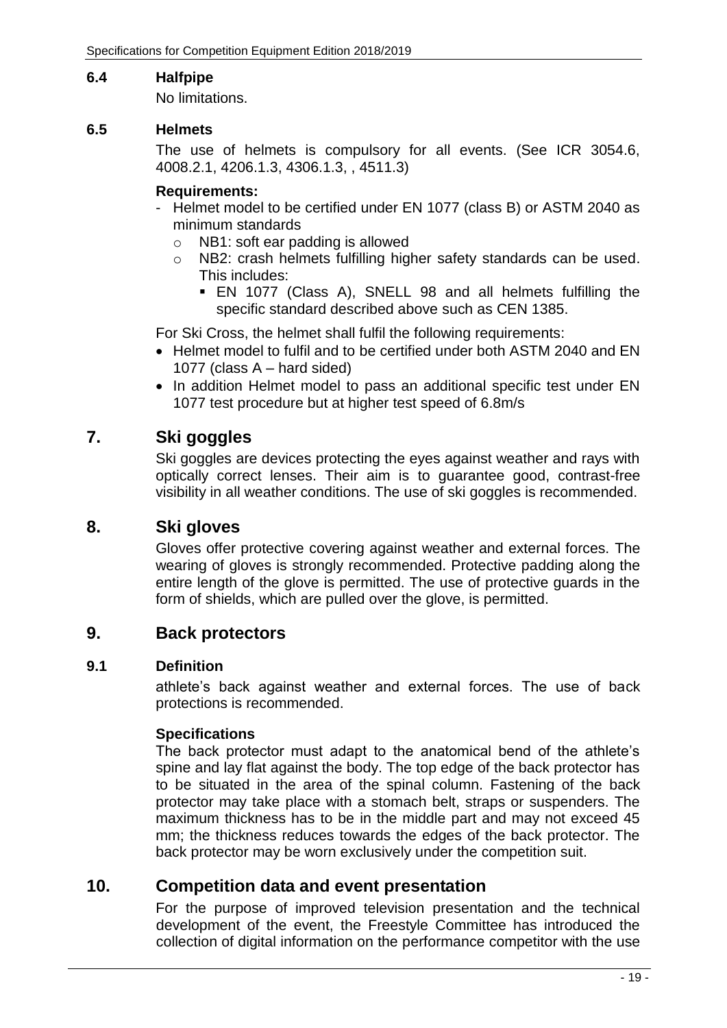### 6.4 Halfpipe

No limitations.

### 6.5 Helmets

The use of helmets is compulsory for all events. (See ICR 3054.6, 4008.2.1, 4206.1.3, 4306.1.3, , 4511.3)

**Requirements:**

- Helmet model to be certified under EN 1077 (class B) or ASTM 2040 as minimum standards
  - NB1: soft ear padding is allowed
  - NB2: crash helmets fulfilling higher safety standards can be used. This includes:
    - EN 1077 (Class A), SNELL 98 and all helmets fulfilling the specific standard described above such as CEN 1385.

For Ski Cross, the helmet shall fulfil the following requirements:

- Helmet model to fulfil and to be certified under both ASTM 2040 and EN 1077 (class A – hard sided)
- In addition Helmet model to pass an additional specific test under EN 1077 test procedure but at higher test speed of 6.8m/s

## 7. Ski goggles

Ski goggles are devices protecting the eyes against weather and rays with optically correct lenses. Their aim is to guarantee good, contrast-free visibility in all weather conditions. The use of ski goggles is recommended.

## 8. Ski gloves

Gloves offer protective covering against weather and external forces. The wearing of gloves is strongly recommended. Protective padding along the entire length of the glove is permitted. The use of protective guards in the form of shields, which are pulled over the glove, is permitted.

## 9. Back protectors

### 9.1 Definition

athlete's back against weather and external forces. The use of back protections is recommended.

**Specifications**

The back protector must adapt to the anatomical bend of the athlete's spine and lay flat against the body. The top edge of the back protector has to be situated in the area of the spinal column. Fastening of the back protector may take place with a stomach belt, straps or suspenders. The maximum thickness has to be in the middle part and may not exceed 45 mm; the thickness reduces towards the edges of the back protector. The back protector may be worn exclusively under the competition suit.

## 10. Competition data and event presentation

For the purpose of improved television presentation and the technical development of the event, the Freestyle Committee has introduced the collection of digital information on the performance competitor with the use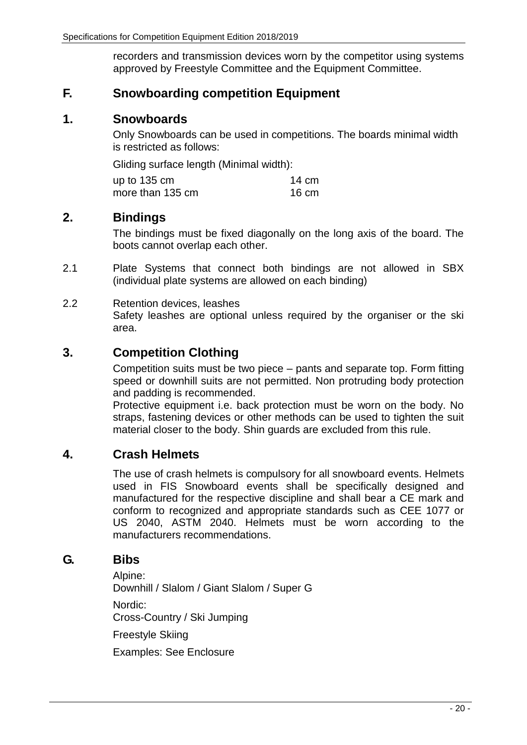recorders and transmission devices worn by the competitor using systems approved by Freestyle Committee and the Equipment Committee.

## F. Snowboarding competition Equipment

### 1. Snowboards

Only Snowboards can be used in competitions. The boards minimal width is restricted as follows:

Gliding surface length (Minimal width):

| | |
|---|---|
| up to 135 cm | 14 cm |
| more than 135 cm | 16 cm |

### 2. Bindings

The bindings must be fixed diagonally on the long axis of the board. The boots cannot overlap each other.

2.1 Plate Systems that connect both bindings are not allowed in SBX (individual plate systems are allowed on each binding)

2.2 Retention devices, leashes
Safety leashes are optional unless required by the organiser or the ski area.

### 3. Competition Clothing

Competition suits must be two piece – pants and separate top. Form fitting speed or downhill suits are not permitted. Non protruding body protection and padding is recommended.
Protective equipment i.e. back protection must be worn on the body. No straps, fastening devices or other methods can be used to tighten the suit material closer to the body. Shin guards are excluded from this rule.

### 4. Crash Helmets

The use of crash helmets is compulsory for all snowboard events. Helmets used in FIS Snowboard events shall be specifically designed and manufactured for the respective discipline and shall bear a CE mark and conform to recognized and appropriate standards such as CEE 1077 or US 2040, ASTM 2040. Helmets must be worn according to the manufacturers recommendations.

## G. Bibs

Alpine:
Downhill / Slalom / Giant Slalom / Super G

Nordic:
Cross-Country / Ski Jumping

Freestyle Skiing

Examples: See Enclosure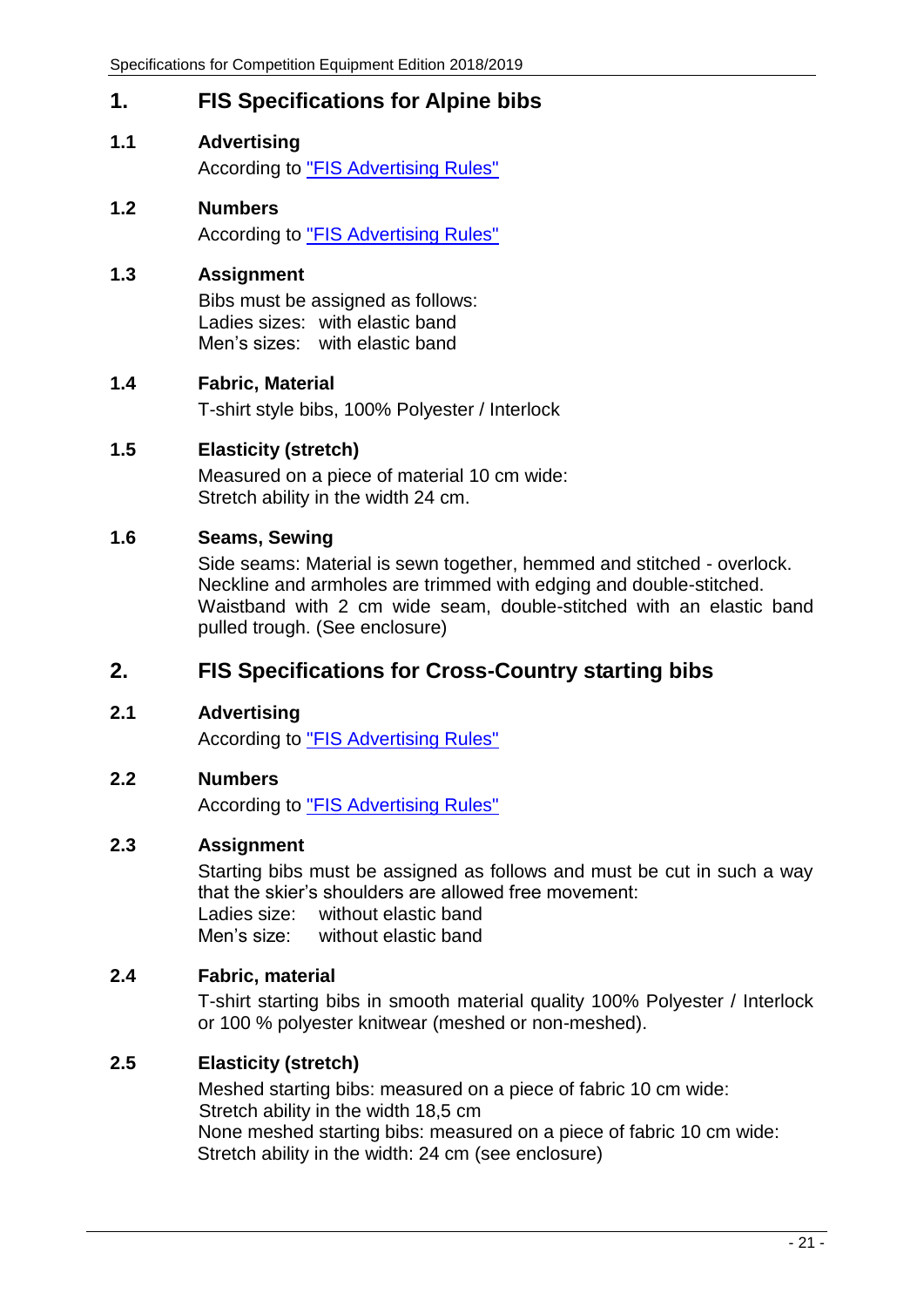## 1. FIS Specifications for Alpine bibs

### 1.1 Advertising

According to "FIS Advertising Rules"

### 1.2 Numbers

According to "FIS Advertising Rules"

### 1.3 Assignment

Bibs must be assigned as follows:
Ladies sizes: with elastic band
Men's sizes: with elastic band

### 1.4 Fabric, Material

T-shirt style bibs, 100% Polyester / Interlock

### 1.5 Elasticity (stretch)

Measured on a piece of material 10 cm wide:
Stretch ability in the width 24 cm.

### 1.6 Seams, Sewing

Side seams: Material is sewn together, hemmed and stitched - overlock.
Neckline and armholes are trimmed with edging and double-stitched.
Waistband with 2 cm wide seam, double-stitched with an elastic band pulled trough. (See enclosure)

## 2. FIS Specifications for Cross-Country starting bibs

### 2.1 Advertising

According to "FIS Advertising Rules"

### 2.2 Numbers

According to "FIS Advertising Rules"

### 2.3 Assignment

Starting bibs must be assigned as follows and must be cut in such a way that the skier's shoulders are allowed free movement:
Ladies size: without elastic band
Men's size: without elastic band

### 2.4 Fabric, material

T-shirt starting bibs in smooth material quality 100% Polyester / Interlock or 100 % polyester knitwear (meshed or non-meshed).

### 2.5 Elasticity (stretch)

Meshed starting bibs: measured on a piece of fabric 10 cm wide:
Stretch ability in the width 18,5 cm
None meshed starting bibs: measured on a piece of fabric 10 cm wide:
Stretch ability in the width: 24 cm (see enclosure)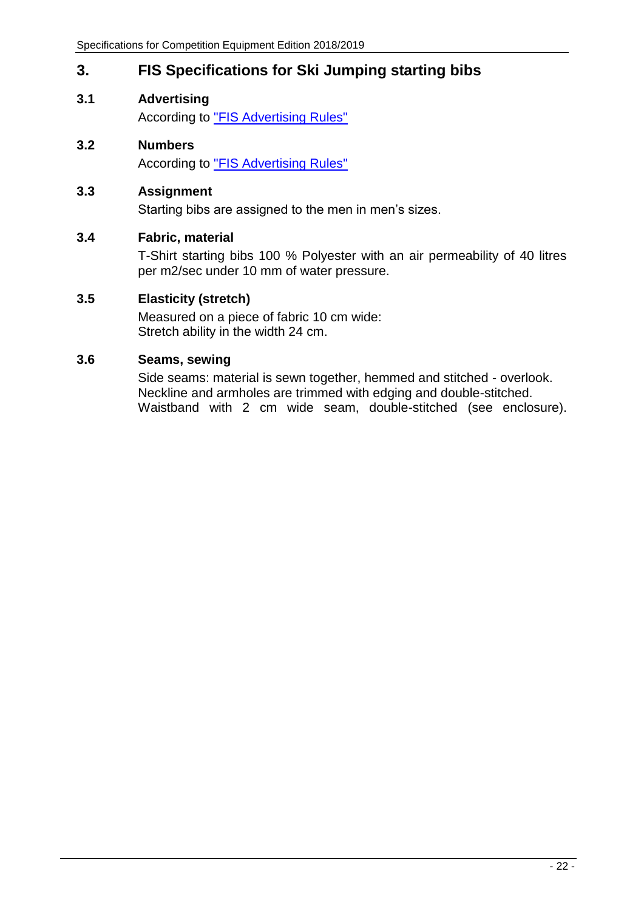## 3. FIS Specifications for Ski Jumping starting bibs

### 3.1 Advertising

According to "FIS Advertising Rules"

### 3.2 Numbers

According to "FIS Advertising Rules"

### 3.3 Assignment

Starting bibs are assigned to the men in men's sizes.

### 3.4 Fabric, material

T-Shirt starting bibs 100 % Polyester with an air permeability of 40 litres per m2/sec under 10 mm of water pressure.

### 3.5 Elasticity (stretch)

Measured on a piece of fabric 10 cm wide:
Stretch ability in the width 24 cm.

### 3.6 Seams, sewing

Side seams: material is sewn together, hemmed and stitched - overlook.
Neckline and armholes are trimmed with edging and double-stitched.
Waistband with 2 cm wide seam, double-stitched (see enclosure).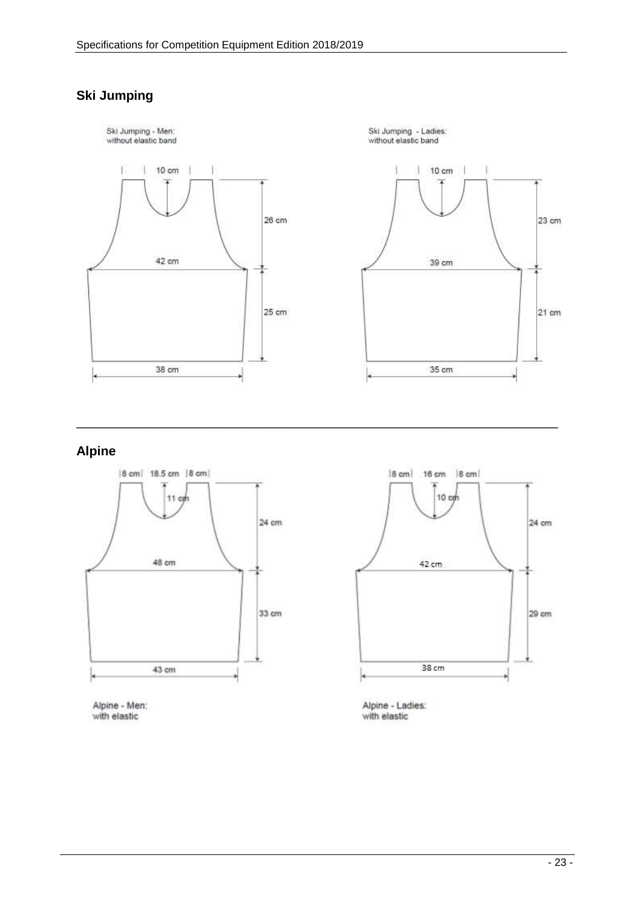## Ski Jumping

Ski Jumping - Men:
without elastic band

10 cm

26 cm

42 cm

25 cm

38 cm

Ski Jumping - Ladies:
without elastic band

10 cm

23 cm

39 cm

21 cm

35 cm

---

## Alpine

8 cm | 18.5 cm | 8 cm

11 cm

24 cm

48 cm

33 cm

43 cm

Alpine - Men:
with elastic

8 cm | 16 cm | 8 cm

10 cm

24 cm

42 cm

29 cm

38 cm

Alpine - Ladies:
with elastic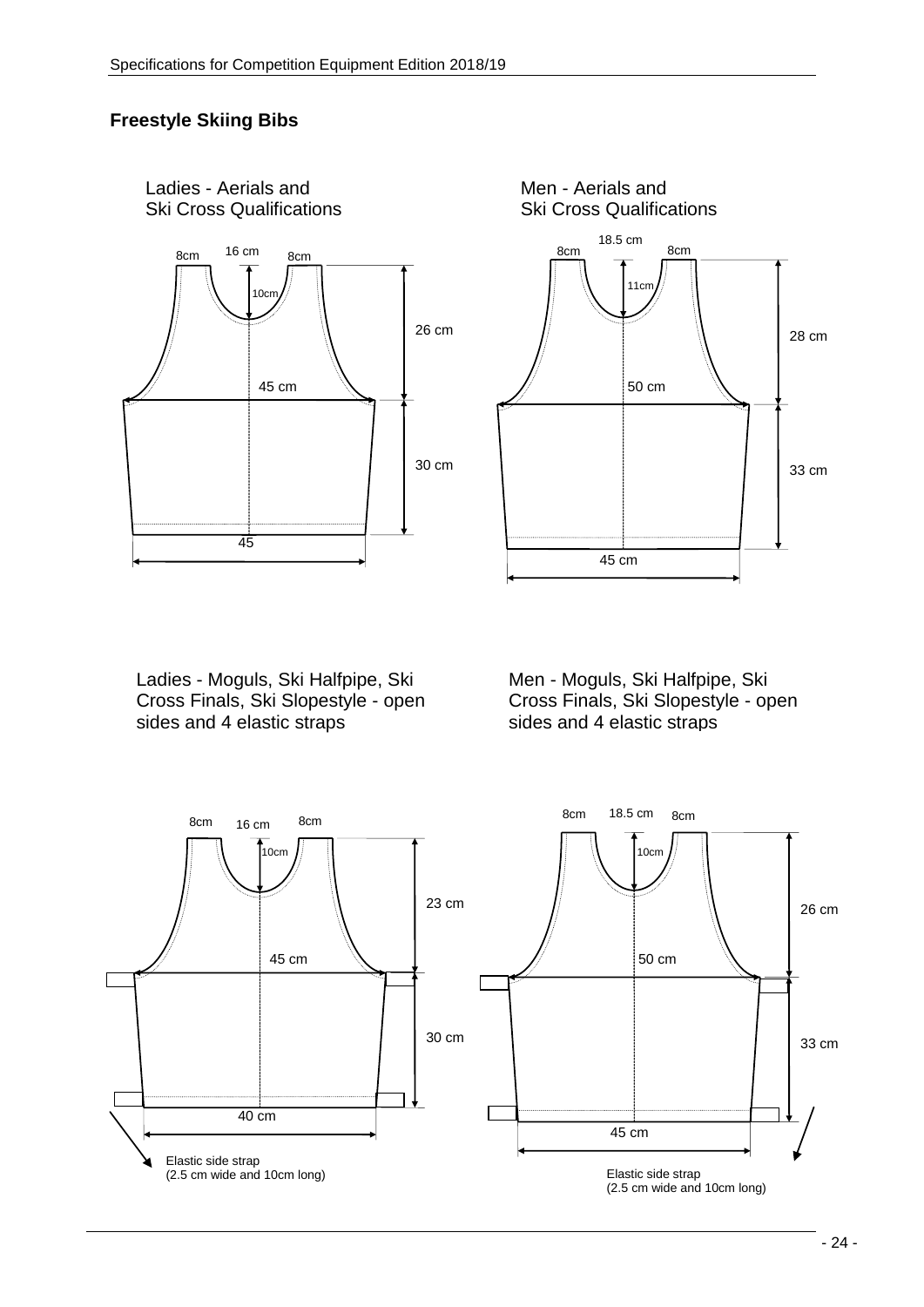## Freestyle Skiing Bibs

Ladies - Aerials and Ski Cross Qualifications

8cm 16 cm 8cm

10cm

26 cm

45 cm

30 cm

45

Men - Aerials and Ski Cross Qualifications

18.5 cm

8cm 8cm

11cm

28 cm

50 cm

33 cm

45 cm

Ladies - Moguls, Ski Halfpipe, Ski Cross Finals, Ski Slopestyle - open sides and 4 elastic straps

8cm 16 cm 8cm

10cm

23 cm

45 cm

30 cm

40 cm

Elastic side strap
(2.5 cm wide and 10cm long)

Men - Moguls, Ski Halfpipe, Ski Cross Finals, Ski Slopestyle - open sides and 4 elastic straps

8cm 18.5 cm 8cm

10cm

26 cm

50 cm

33 cm

45 cm

Elastic side strap
(2.5 cm wide and 10cm long)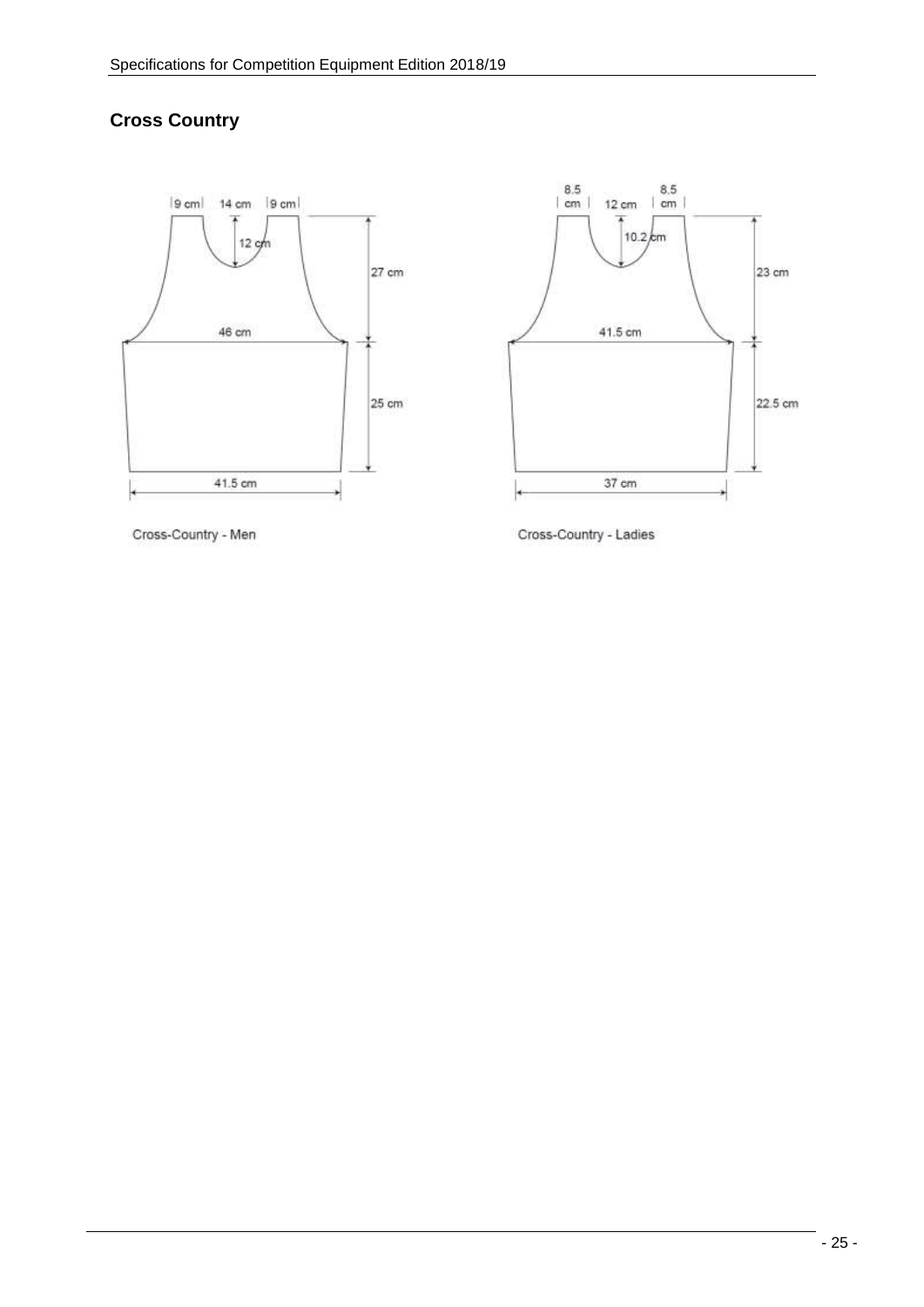## Cross Country

9 cm 14 cm 9 cm

12 cm

27 cm

46 cm

25 cm

41.5 cm

Cross-Country - Men

8.5 cm 12 cm 8.5 cm

10.2 cm

23 cm

41.5 cm

22.5 cm

37 cm

Cross-Country - Ladies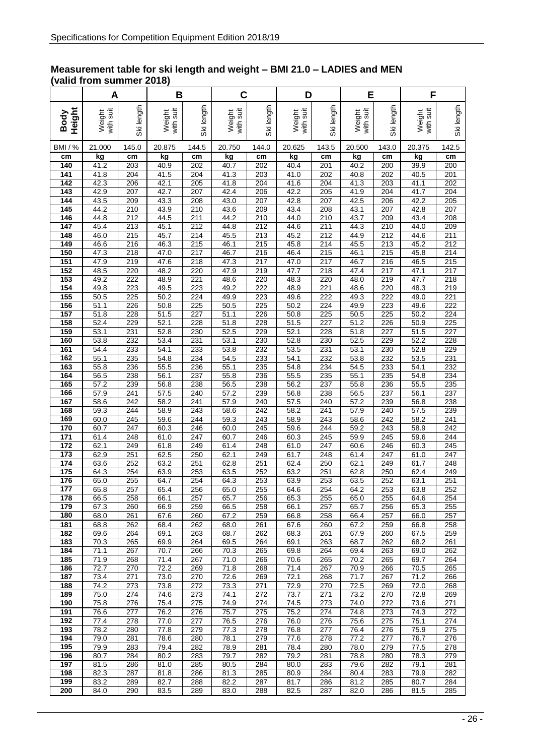## Measurement table for ski length and weight – BMI 21.0 – LADIES and MEN (valid from summer 2018)

| | A | | B | | C | | D | | E | | F | |
|---|---|---|---|---|---|---|---|---|---|---|---|---|
| **Body Height** | Weight with suit | Ski length | Weight with suit | Ski length | Weight with suit | Ski length | Weight with suit | Ski length | Weight with suit | Ski length | Weight with suit | Ski length |
| BMI / % | 21.000 | 145.0 | 20.875 | 144.5 | 20.750 | 144.0 | 20.625 | 143.5 | 20.500 | 143.0 | 20.375 | 142.5 |
| **cm** | **kg** | **cm** | **kg** | **cm** | **kg** | **cm** | **kg** | **cm** | **kg** | **cm** | **kg** | **cm** |
| **140** | 41.2 | 203 | 40.9 | 202 | 40.7 | 202 | 40.4 | 201 | 40.2 | 200 | 39.9 | 200 |
| **141** | 41.8 | 204 | 41.5 | 204 | 41.3 | 203 | 41.0 | 202 | 40.8 | 202 | 40.5 | 201 |
| **142** | 42.3 | 206 | 42.1 | 205 | 41.8 | 204 | 41.6 | 204 | 41.3 | 203 | 41.1 | 202 |
| **143** | 42.9 | 207 | 42.7 | 207 | 42.4 | 206 | 42.2 | 205 | 41.9 | 204 | 41.7 | 204 |
| **144** | 43.5 | 209 | 43.3 | 208 | 43.0 | 207 | 42.8 | 207 | 42.5 | 206 | 42.2 | 205 |
| **145** | 44.2 | 210 | 43.9 | 210 | 43.6 | 209 | 43.4 | 208 | 43.1 | 207 | 42.8 | 207 |
| **146** | 44.8 | 212 | 44.5 | 211 | 44.2 | 210 | 44.0 | 210 | 43.7 | 209 | 43.4 | 208 |
| **147** | 45.4 | 213 | 45.1 | 212 | 44.8 | 212 | 44.6 | 211 | 44.3 | 210 | 44.0 | 209 |
| **148** | 46.0 | 215 | 45.7 | 214 | 45.5 | 213 | 45.2 | 212 | 44.9 | 212 | 44.6 | 211 |
| **149** | 46.6 | 216 | 46.3 | 215 | 46.1 | 215 | 45.8 | 214 | 45.5 | 213 | 45.2 | 212 |
| **150** | 47.3 | 218 | 47.0 | 217 | 46.7 | 216 | 46.4 | 215 | 46.1 | 215 | 45.8 | 214 |
| **151** | 47.9 | 219 | 47.6 | 218 | 47.3 | 217 | 47.0 | 217 | 46.7 | 216 | 46.5 | 215 |
| **152** | 48.5 | 220 | 48.2 | 220 | 47.9 | 219 | 47.7 | 218 | 47.4 | 217 | 47.1 | 217 |
| **153** | 49.2 | 222 | 48.9 | 221 | 48.6 | 220 | 48.3 | 220 | 48.0 | 219 | 47.7 | 218 |
| **154** | 49.8 | 223 | 49.5 | 223 | 49.2 | 222 | 48.9 | 221 | 48.6 | 220 | 48.3 | 219 |
| **155** | 50.5 | 225 | 50.2 | 224 | 49.9 | 223 | 49.6 | 222 | 49.3 | 222 | 49.0 | 221 |
| **156** | 51.1 | 226 | 50.8 | 225 | 50.5 | 225 | 50.2 | 224 | 49.9 | 223 | 49.6 | 222 |
| **157** | 51.8 | 228 | 51.5 | 227 | 51.1 | 226 | 50.8 | 225 | 50.5 | 225 | 50.2 | 224 |
| **158** | 52.4 | 229 | 52.1 | 228 | 51.8 | 228 | 51.5 | 227 | 51.2 | 226 | 50.9 | 225 |
| **159** | 53.1 | 231 | 52.8 | 230 | 52.5 | 229 | 52.1 | 228 | 51.8 | 227 | 51.5 | 227 |
| **160** | 53.8 | 232 | 53.4 | 231 | 53.1 | 230 | 52.8 | 230 | 52.5 | 229 | 52.2 | 228 |
| **161** | 54.4 | 233 | 54.1 | 233 | 53.8 | 232 | 53.5 | 231 | 53.1 | 230 | 52.8 | 229 |
| **162** | 55.1 | 235 | 54.8 | 234 | 54.5 | 233 | 54.1 | 232 | 53.8 | 232 | 53.5 | 231 |
| **163** | 55.8 | 236 | 55.5 | 236 | 55.1 | 235 | 54.8 | 234 | 54.5 | 233 | 54.1 | 232 |
| **164** | 56.5 | 238 | 56.1 | 237 | 55.8 | 236 | 55.5 | 235 | 55.1 | 235 | 54.8 | 234 |
| **165** | 57.2 | 239 | 56.8 | 238 | 56.5 | 238 | 56.2 | 237 | 55.8 | 236 | 55.5 | 235 |
| **166** | 57.9 | 241 | 57.5 | 240 | 57.2 | 239 | 56.8 | 238 | 56.5 | 237 | 56.1 | 237 |
| **167** | 58.6 | 242 | 58.2 | 241 | 57.9 | 240 | 57.5 | 240 | 57.2 | 239 | 56.8 | 238 |
| **168** | 59.3 | 244 | 58.9 | 243 | 58.6 | 242 | 58.2 | 241 | 57.9 | 240 | 57.5 | 239 |
| **169** | 60.0 | 245 | 59.6 | 244 | 59.3 | 243 | 58.9 | 243 | 58.6 | 242 | 58.2 | 241 |
| **170** | 60.7 | 247 | 60.3 | 246 | 60.0 | 245 | 59.6 | 244 | 59.2 | 243 | 58.9 | 242 |
| **171** | 61.4 | 248 | 61.0 | 247 | 60.7 | 246 | 60.3 | 245 | 59.9 | 245 | 59.6 | 244 |
| **172** | 62.1 | 249 | 61.8 | 249 | 61.4 | 248 | 61.0 | 247 | 60.6 | 246 | 60.3 | 245 |
| **173** | 62.9 | 251 | 62.5 | 250 | 62.1 | 249 | 61.7 | 248 | 61.4 | 247 | 61.0 | 247 |
| **174** | 63.6 | 252 | 63.2 | 251 | 62.8 | 251 | 62.4 | 250 | 62.1 | 249 | 61.7 | 248 |
| **175** | 64.3 | 254 | 63.9 | 253 | 63.5 | 252 | 63.2 | 251 | 62.8 | 250 | 62.4 | 249 |
| **176** | 65.0 | 255 | 64.7 | 254 | 64.3 | 253 | 63.9 | 253 | 63.5 | 252 | 63.1 | 251 |
| **177** | 65.8 | 257 | 65.4 | 256 | 65.0 | 255 | 64.6 | 254 | 64.2 | 253 | 63.8 | 252 |
| **178** | 66.5 | 258 | 66.1 | 257 | 65.7 | 256 | 65.3 | 255 | 65.0 | 255 | 64.6 | 254 |
| **179** | 67.3 | 260 | 66.9 | 259 | 66.5 | 258 | 66.1 | 257 | 65.7 | 256 | 65.3 | 255 |
| **180** | 68.0 | 261 | 67.6 | 260 | 67.2 | 259 | 66.8 | 258 | 66.4 | 257 | 66.0 | 257 |
| **181** | 68.8 | 262 | 68.4 | 262 | 68.0 | 261 | 67.6 | 260 | 67.2 | 259 | 66.8 | 258 |
| **182** | 69.6 | 264 | 69.1 | 263 | 68.7 | 262 | 68.3 | 261 | 67.9 | 260 | 67.5 | 259 |
| **183** | 70.3 | 265 | 69.9 | 264 | 69.5 | 264 | 69.1 | 263 | 68.7 | 262 | 68.2 | 261 |
| **184** | 71.1 | 267 | 70.7 | 266 | 70.3 | 265 | 69.8 | 264 | 69.4 | 263 | 69.0 | 262 |
| **185** | 71.9 | 268 | 71.4 | 267 | 71.0 | 266 | 70.6 | 265 | 70.2 | 265 | 69.7 | 264 |
| **186** | 72.7 | 270 | 72.2 | 269 | 71.8 | 268 | 71.4 | 267 | 70.9 | 266 | 70.5 | 265 |
| **187** | 73.4 | 271 | 73.0 | 270 | 72.6 | 269 | 72.1 | 268 | 71.7 | 267 | 71.2 | 266 |
| **188** | 74.2 | 273 | 73.8 | 272 | 73.3 | 271 | 72.9 | 270 | 72.5 | 269 | 72.0 | 268 |
| **189** | 75.0 | 274 | 74.6 | 273 | 74.1 | 272 | 73.7 | 271 | 73.2 | 270 | 72.8 | 269 |
| **190** | 75.8 | 276 | 75.4 | 275 | 74.9 | 274 | 74.5 | 273 | 74.0 | 272 | 73.6 | 271 |
| **191** | 76.6 | 277 | 76.2 | 276 | 75.7 | 275 | 75.2 | 274 | 74.8 | 273 | 74.3 | 272 |
| **192** | 77.4 | 278 | 77.0 | 277 | 76.5 | 276 | 76.0 | 276 | 75.6 | 275 | 75.1 | 274 |
| **193** | 78.2 | 280 | 77.8 | 279 | 77.3 | 278 | 76.8 | 277 | 76.4 | 276 | 75.9 | 275 |
| **194** | 79.0 | 281 | 78.6 | 280 | 78.1 | 279 | 77.6 | 278 | 77.2 | 277 | 76.7 | 276 |
| **195** | 79.9 | 283 | 79.4 | 282 | 78.9 | 281 | 78.4 | 280 | 78.0 | 279 | 77.5 | 278 |
| **196** | 80.7 | 284 | 80.2 | 283 | 79.7 | 282 | 79.2 | 281 | 78.8 | 280 | 78.3 | 279 |
| **197** | 81.5 | 286 | 81.0 | 285 | 80.5 | 284 | 80.0 | 283 | 79.6 | 282 | 79.1 | 281 |
| **198** | 82.3 | 287 | 81.8 | 286 | 81.3 | 285 | 80.9 | 284 | 80.4 | 283 | 79.9 | 282 |
| **199** | 83.2 | 289 | 82.7 | 288 | 82.2 | 287 | 81.7 | 286 | 81.2 | 285 | 80.7 | 284 |
| **200** | 84.0 | 290 | 83.5 | 289 | 83.0 | 288 | 82.5 | 287 | 82.0 | 286 | 81.5 | 285 |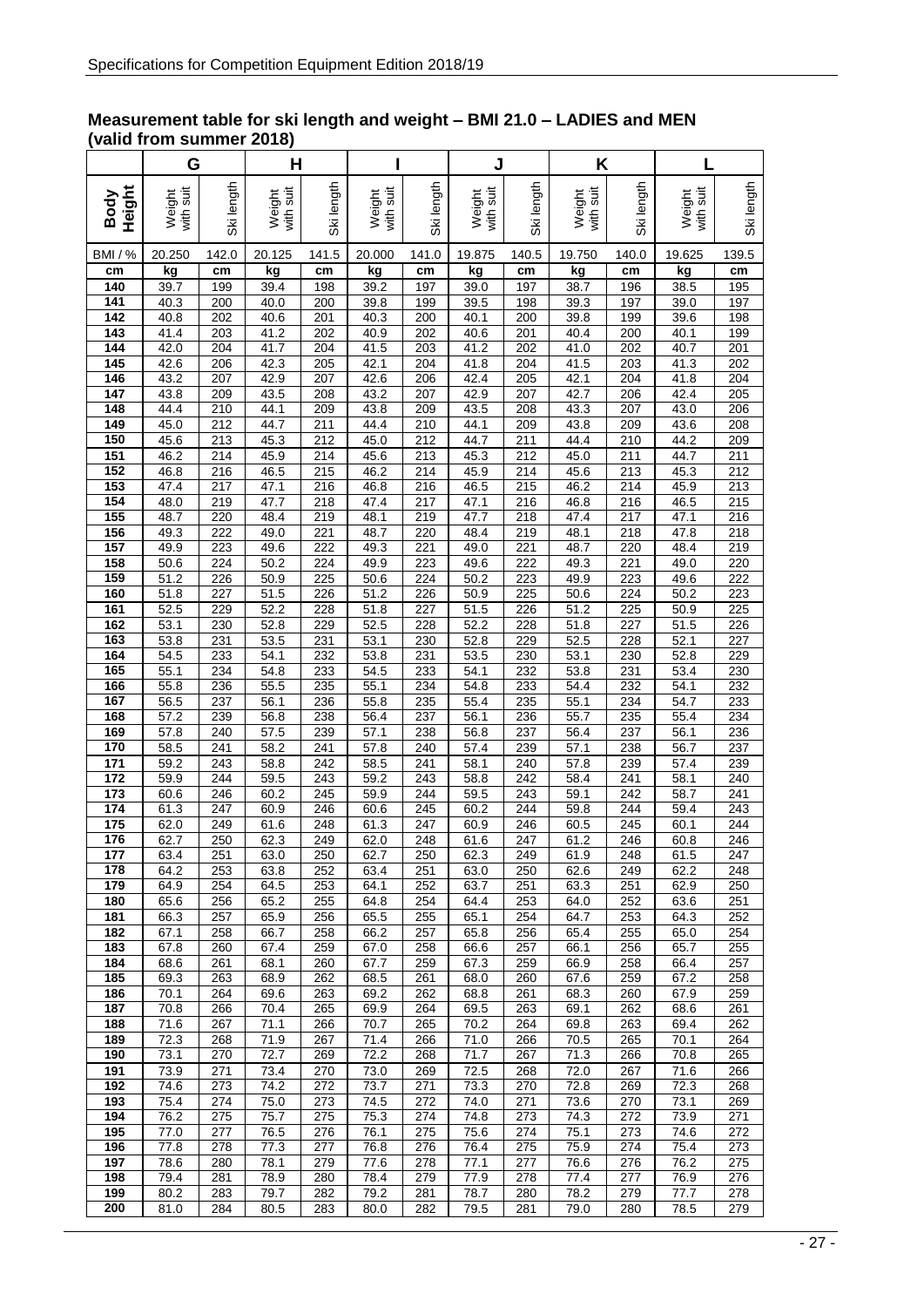## Measurement table for ski length and weight – BMI 21.0 – LADIES and MEN (valid from summer 2018)

| | G | | H | | I | | J | | K | | L | |
|---|---|---|---|---|---|---|---|---|---|---|---|---|
| Body Height | Weight with suit | Ski length | Weight with suit | Ski length | Weight with suit | Ski length | Weight with suit | Ski length | Weight with suit | Ski length | Weight with suit | Ski length |
| BMI / % | 20.250 | 142.0 | 20.125 | 141.5 | 20.000 | 141.0 | 19.875 | 140.5 | 19.750 | 140.0 | 19.625 | 139.5 |
| cm | kg | cm | kg | cm | kg | cm | kg | cm | kg | cm | kg | cm |
| 140 | 39.7 | 199 | 39.4 | 198 | 39.2 | 197 | 39.0 | 197 | 38.7 | 196 | 38.5 | 195 |
| 141 | 40.3 | 200 | 40.0 | 200 | 39.8 | 199 | 39.5 | 198 | 39.3 | 197 | 39.0 | 197 |
| 142 | 40.8 | 202 | 40.6 | 201 | 40.3 | 200 | 40.1 | 200 | 39.8 | 199 | 39.6 | 198 |
| 143 | 41.4 | 203 | 41.2 | 202 | 40.9 | 202 | 40.6 | 201 | 40.4 | 200 | 40.1 | 199 |
| 144 | 42.0 | 204 | 41.7 | 204 | 41.5 | 203 | 41.2 | 202 | 41.0 | 202 | 40.7 | 201 |
| 145 | 42.6 | 206 | 42.3 | 205 | 42.1 | 204 | 41.8 | 204 | 41.5 | 203 | 41.3 | 202 |
| 146 | 43.2 | 207 | 42.9 | 207 | 42.6 | 206 | 42.4 | 205 | 42.1 | 204 | 41.8 | 204 |
| 147 | 43.8 | 209 | 43.5 | 208 | 43.2 | 207 | 42.9 | 207 | 42.7 | 206 | 42.4 | 205 |
| 148 | 44.4 | 210 | 44.1 | 209 | 43.8 | 209 | 43.5 | 208 | 43.3 | 207 | 43.0 | 206 |
| 149 | 45.0 | 212 | 44.7 | 211 | 44.4 | 210 | 44.1 | 209 | 43.8 | 209 | 43.6 | 208 |
| 150 | 45.6 | 213 | 45.3 | 212 | 45.0 | 212 | 44.7 | 211 | 44.4 | 210 | 44.2 | 209 |
| 151 | 46.2 | 214 | 45.9 | 214 | 45.6 | 213 | 45.3 | 212 | 45.0 | 211 | 44.7 | 211 |
| 152 | 46.8 | 216 | 46.5 | 215 | 46.2 | 214 | 45.9 | 214 | 45.6 | 213 | 45.3 | 212 |
| 153 | 47.4 | 217 | 47.1 | 216 | 46.8 | 216 | 46.5 | 215 | 46.2 | 214 | 45.9 | 213 |
| 154 | 48.0 | 219 | 47.7 | 218 | 47.4 | 217 | 47.1 | 216 | 46.8 | 216 | 46.5 | 215 |
| 155 | 48.7 | 220 | 48.4 | 219 | 48.1 | 219 | 47.7 | 218 | 47.4 | 217 | 47.1 | 216 |
| 156 | 49.3 | 222 | 49.0 | 221 | 48.7 | 220 | 48.4 | 219 | 48.1 | 218 | 47.8 | 218 |
| 157 | 49.9 | 223 | 49.6 | 222 | 49.3 | 221 | 49.0 | 221 | 48.7 | 220 | 48.4 | 219 |
| 158 | 50.6 | 224 | 50.2 | 224 | 49.9 | 223 | 49.6 | 222 | 49.3 | 221 | 49.0 | 220 |
| 159 | 51.2 | 226 | 50.9 | 225 | 50.6 | 224 | 50.2 | 223 | 49.9 | 223 | 49.6 | 222 |
| 160 | 51.8 | 227 | 51.5 | 226 | 51.2 | 226 | 50.9 | 225 | 50.6 | 224 | 50.2 | 223 |
| 161 | 52.5 | 229 | 52.2 | 228 | 51.8 | 227 | 51.5 | 226 | 51.2 | 225 | 50.9 | 225 |
| 162 | 53.1 | 230 | 52.8 | 229 | 52.5 | 228 | 52.2 | 228 | 51.8 | 227 | 51.5 | 226 |
| 163 | 53.8 | 231 | 53.5 | 231 | 53.1 | 230 | 52.8 | 229 | 52.5 | 228 | 52.1 | 227 |
| 164 | 54.5 | 233 | 54.1 | 232 | 53.8 | 231 | 53.5 | 230 | 53.1 | 230 | 52.8 | 229 |
| 165 | 55.1 | 234 | 54.8 | 233 | 54.5 | 233 | 54.1 | 232 | 53.8 | 231 | 53.4 | 230 |
| 166 | 55.8 | 236 | 55.5 | 235 | 55.1 | 234 | 54.8 | 233 | 54.4 | 232 | 54.1 | 232 |
| 167 | 56.5 | 237 | 56.1 | 236 | 55.8 | 235 | 55.4 | 235 | 55.1 | 234 | 54.7 | 233 |
| 168 | 57.2 | 239 | 56.8 | 238 | 56.4 | 237 | 56.1 | 236 | 55.7 | 235 | 55.4 | 234 |
| 169 | 57.8 | 240 | 57.5 | 239 | 57.1 | 238 | 56.8 | 237 | 56.4 | 237 | 56.1 | 236 |
| 170 | 58.5 | 241 | 58.2 | 241 | 57.8 | 240 | 57.4 | 239 | 57.1 | 238 | 56.7 | 237 |
| 171 | 59.2 | 243 | 58.8 | 242 | 58.5 | 241 | 58.1 | 240 | 57.8 | 239 | 57.4 | 239 |
| 172 | 59.9 | 244 | 59.5 | 243 | 59.2 | 243 | 58.8 | 242 | 58.4 | 241 | 58.1 | 240 |
| 173 | 60.6 | 246 | 60.2 | 245 | 59.9 | 244 | 59.5 | 243 | 59.1 | 242 | 58.7 | 241 |
| 174 | 61.3 | 247 | 60.9 | 246 | 60.6 | 245 | 60.2 | 244 | 59.8 | 244 | 59.4 | 243 |
| 175 | 62.0 | 249 | 61.6 | 248 | 61.3 | 247 | 60.9 | 246 | 60.5 | 245 | 60.1 | 244 |
| 176 | 62.7 | 250 | 62.3 | 249 | 62.0 | 248 | 61.6 | 247 | 61.2 | 246 | 60.8 | 246 |
| 177 | 63.4 | 251 | 63.0 | 250 | 62.7 | 250 | 62.3 | 249 | 61.9 | 248 | 61.5 | 247 |
| 178 | 64.2 | 253 | 63.8 | 252 | 63.4 | 251 | 63.0 | 250 | 62.6 | 249 | 62.2 | 248 |
| 179 | 64.9 | 254 | 64.5 | 253 | 64.1 | 252 | 63.7 | 251 | 63.3 | 251 | 62.9 | 250 |
| 180 | 65.6 | 256 | 65.2 | 255 | 64.8 | 254 | 64.4 | 253 | 64.0 | 252 | 63.6 | 251 |
| 181 | 66.3 | 257 | 65.9 | 256 | 65.5 | 255 | 65.1 | 254 | 64.7 | 253 | 64.3 | 252 |
| 182 | 67.1 | 258 | 66.7 | 258 | 66.2 | 257 | 65.8 | 256 | 65.4 | 255 | 65.0 | 254 |
| 183 | 67.8 | 260 | 67.4 | 259 | 67.0 | 258 | 66.6 | 257 | 66.1 | 256 | 65.7 | 255 |
| 184 | 68.6 | 261 | 68.1 | 260 | 67.7 | 259 | 67.3 | 259 | 66.9 | 258 | 66.4 | 257 |
| 185 | 69.3 | 263 | 68.9 | 262 | 68.5 | 261 | 68.0 | 260 | 67.6 | 259 | 67.2 | 258 |
| 186 | 70.1 | 264 | 69.6 | 263 | 69.2 | 262 | 68.8 | 261 | 68.3 | 260 | 67.9 | 259 |
| 187 | 70.8 | 266 | 70.4 | 265 | 69.9 | 264 | 69.5 | 263 | 69.1 | 262 | 68.6 | 261 |
| 188 | 71.6 | 267 | 71.1 | 266 | 70.7 | 265 | 70.2 | 264 | 69.8 | 263 | 69.4 | 262 |
| 189 | 72.3 | 268 | 71.9 | 267 | 71.4 | 266 | 71.0 | 266 | 70.5 | 265 | 70.1 | 264 |
| 190 | 73.1 | 270 | 72.7 | 269 | 72.2 | 268 | 71.7 | 267 | 71.3 | 266 | 70.8 | 265 |
| 191 | 73.9 | 271 | 73.4 | 270 | 73.0 | 269 | 72.5 | 268 | 72.0 | 267 | 71.6 | 266 |
| 192 | 74.6 | 273 | 74.2 | 272 | 73.7 | 271 | 73.3 | 270 | 72.8 | 269 | 72.3 | 268 |
| 193 | 75.4 | 274 | 75.0 | 273 | 74.5 | 272 | 74.0 | 271 | 73.6 | 270 | 73.1 | 269 |
| 194 | 76.2 | 275 | 75.7 | 275 | 75.3 | 274 | 74.8 | 273 | 74.3 | 272 | 73.9 | 271 |
| 195 | 77.0 | 277 | 76.5 | 276 | 76.1 | 275 | 75.6 | 274 | 75.1 | 273 | 74.6 | 272 |
| 196 | 77.8 | 278 | 77.3 | 277 | 76.8 | 276 | 76.4 | 275 | 75.9 | 274 | 75.4 | 273 |
| 197 | 78.6 | 280 | 78.1 | 279 | 77.6 | 278 | 77.1 | 277 | 76.6 | 276 | 76.2 | 275 |
| 198 | 79.4 | 281 | 78.9 | 280 | 78.4 | 279 | 77.9 | 278 | 77.4 | 277 | 76.9 | 276 |
| 199 | 80.2 | 283 | 79.7 | 282 | 79.2 | 281 | 78.7 | 280 | 78.2 | 279 | 77.7 | 278 |
| 200 | 81.0 | 284 | 80.5 | 283 | 80.0 | 282 | 79.5 | 281 | 79.0 | 280 | 78.5 | 279 |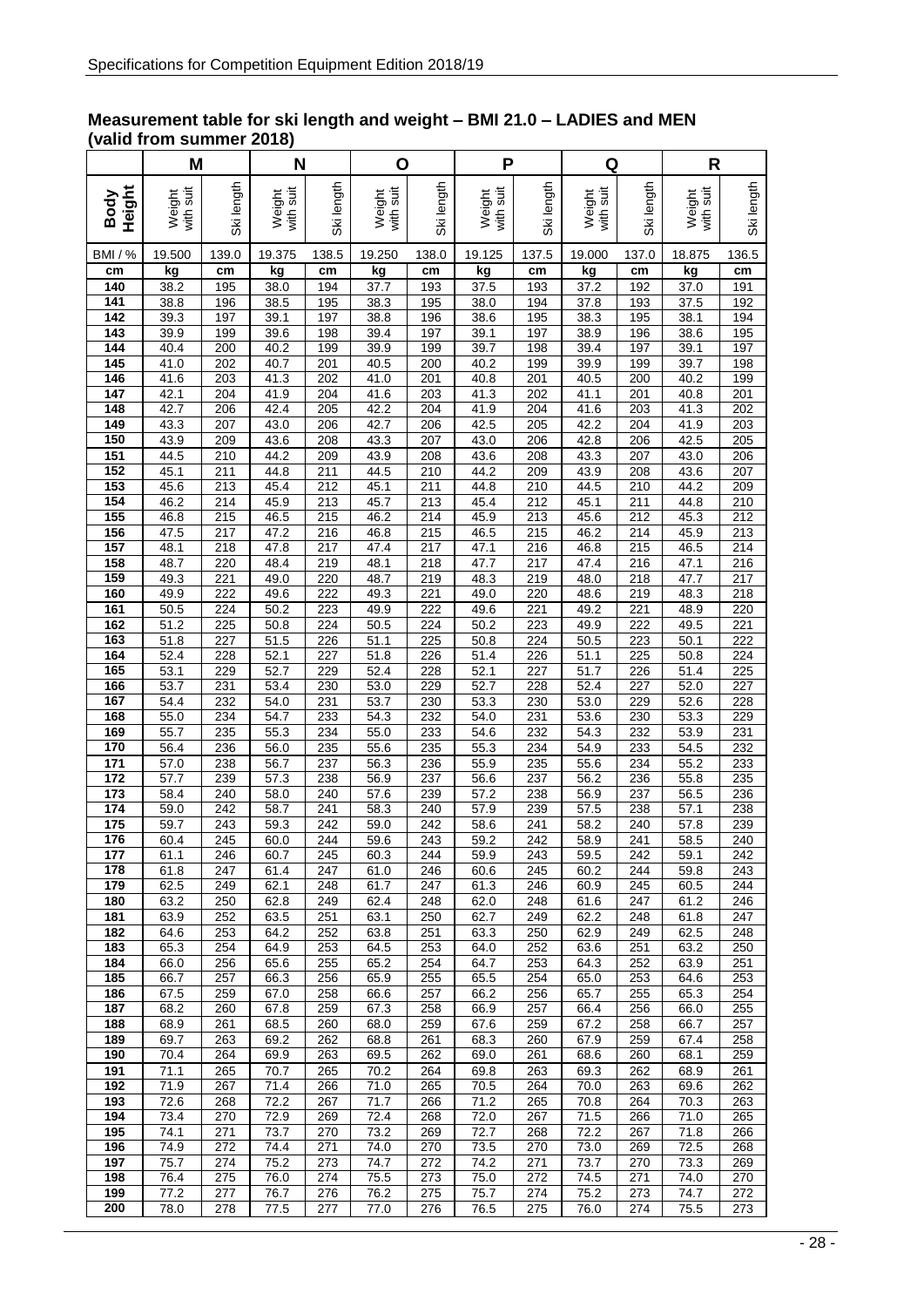## Measurement table for ski length and weight – BMI 21.0 – LADIES and MEN (valid from summer 2018)

| | M | | N | | O | | P | | Q | | R | |
|---|---|---|---|---|---|---|---|---|---|---|---|---|
| Body Height | Weight with suit | Ski length | Weight with suit | Ski length | Weight with suit | Ski length | Weight with suit | Ski length | Weight with suit | Ski length | Weight with suit | Ski length |
| BMI / % | 19.500 | 139.0 | 19.375 | 138.5 | 19.250 | 138.0 | 19.125 | 137.5 | 19.000 | 137.0 | 18.875 | 136.5 |
| cm | kg | cm | kg | cm | kg | cm | kg | cm | kg | cm | kg | cm |
| 140 | 38.2 | 195 | 38.0 | 194 | 37.7 | 193 | 37.5 | 193 | 37.2 | 192 | 37.0 | 191 |
| 141 | 38.8 | 196 | 38.5 | 195 | 38.3 | 195 | 38.0 | 194 | 37.8 | 193 | 37.5 | 192 |
| 142 | 39.3 | 197 | 39.1 | 197 | 38.8 | 196 | 38.6 | 195 | 38.3 | 195 | 38.1 | 194 |
| 143 | 39.9 | 199 | 39.6 | 198 | 39.4 | 197 | 39.1 | 197 | 38.9 | 196 | 38.6 | 195 |
| 144 | 40.4 | 200 | 40.2 | 199 | 39.9 | 199 | 39.7 | 198 | 39.4 | 197 | 39.1 | 197 |
| 145 | 41.0 | 202 | 40.7 | 201 | 40.5 | 200 | 40.2 | 199 | 39.9 | 199 | 39.7 | 198 |
| 146 | 41.6 | 203 | 41.3 | 202 | 41.0 | 201 | 40.8 | 201 | 40.5 | 200 | 40.2 | 199 |
| 147 | 42.1 | 204 | 41.9 | 204 | 41.6 | 203 | 41.3 | 202 | 41.1 | 201 | 40.8 | 201 |
| 148 | 42.7 | 206 | 42.4 | 205 | 42.2 | 204 | 41.9 | 204 | 41.6 | 203 | 41.3 | 202 |
| 149 | 43.3 | 207 | 43.0 | 206 | 42.7 | 206 | 42.5 | 205 | 42.2 | 204 | 41.9 | 203 |
| 150 | 43.9 | 209 | 43.6 | 208 | 43.3 | 207 | 43.0 | 206 | 42.8 | 206 | 42.5 | 205 |
| 151 | 44.5 | 210 | 44.2 | 209 | 43.9 | 208 | 43.6 | 208 | 43.3 | 207 | 43.0 | 206 |
| 152 | 45.1 | 211 | 44.8 | 211 | 44.5 | 210 | 44.2 | 209 | 43.9 | 208 | 43.6 | 207 |
| 153 | 45.6 | 213 | 45.4 | 212 | 45.1 | 211 | 44.8 | 210 | 44.5 | 210 | 44.2 | 209 |
| 154 | 46.2 | 214 | 45.9 | 213 | 45.7 | 213 | 45.4 | 212 | 45.1 | 211 | 44.8 | 210 |
| 155 | 46.8 | 215 | 46.5 | 215 | 46.2 | 214 | 45.9 | 213 | 45.6 | 212 | 45.3 | 212 |
| 156 | 47.5 | 217 | 47.2 | 216 | 46.8 | 215 | 46.5 | 215 | 46.2 | 214 | 45.9 | 213 |
| 157 | 48.1 | 218 | 47.8 | 217 | 47.4 | 217 | 47.1 | 216 | 46.8 | 215 | 46.5 | 214 |
| 158 | 48.7 | 220 | 48.4 | 219 | 48.1 | 218 | 47.7 | 217 | 47.4 | 216 | 47.1 | 216 |
| 159 | 49.3 | 221 | 49.0 | 220 | 48.7 | 219 | 48.3 | 219 | 48.0 | 218 | 47.7 | 217 |
| 160 | 49.9 | 222 | 49.6 | 222 | 49.3 | 221 | 49.0 | 220 | 48.6 | 219 | 48.3 | 218 |
| 161 | 50.5 | 224 | 50.2 | 223 | 49.9 | 222 | 49.6 | 221 | 49.2 | 221 | 48.9 | 220 |
| 162 | 51.2 | 225 | 50.8 | 224 | 50.5 | 224 | 50.2 | 223 | 49.9 | 222 | 49.5 | 221 |
| 163 | 51.8 | 227 | 51.5 | 226 | 51.1 | 225 | 50.8 | 224 | 50.5 | 223 | 50.1 | 222 |
| 164 | 52.4 | 228 | 52.1 | 227 | 51.8 | 226 | 51.4 | 226 | 51.1 | 225 | 50.8 | 224 |
| 165 | 53.1 | 229 | 52.7 | 229 | 52.4 | 228 | 52.1 | 227 | 51.7 | 226 | 51.4 | 225 |
| 166 | 53.7 | 231 | 53.4 | 230 | 53.0 | 229 | 52.7 | 228 | 52.4 | 227 | 52.0 | 227 |
| 167 | 54.4 | 232 | 54.0 | 231 | 53.7 | 230 | 53.3 | 230 | 53.0 | 229 | 52.6 | 228 |
| 168 | 55.0 | 234 | 54.7 | 233 | 54.3 | 232 | 54.0 | 231 | 53.6 | 230 | 53.3 | 229 |
| 169 | 55.7 | 235 | 55.3 | 234 | 55.0 | 233 | 54.6 | 232 | 54.3 | 232 | 53.9 | 231 |
| 170 | 56.4 | 236 | 56.0 | 235 | 55.6 | 235 | 55.3 | 234 | 54.9 | 233 | 54.5 | 232 |
| 171 | 57.0 | 238 | 56.7 | 237 | 56.3 | 236 | 55.9 | 235 | 55.6 | 234 | 55.2 | 233 |
| 172 | 57.7 | 239 | 57.3 | 238 | 56.9 | 237 | 56.6 | 237 | 56.2 | 236 | 55.8 | 235 |
| 173 | 58.4 | 240 | 58.0 | 240 | 57.6 | 239 | 57.2 | 238 | 56.9 | 237 | 56.5 | 236 |
| 174 | 59.0 | 242 | 58.7 | 241 | 58.3 | 240 | 57.9 | 239 | 57.5 | 238 | 57.1 | 238 |
| 175 | 59.7 | 243 | 59.3 | 242 | 59.0 | 242 | 58.6 | 241 | 58.2 | 240 | 57.8 | 239 |
| 176 | 60.4 | 245 | 60.0 | 244 | 59.6 | 243 | 59.2 | 242 | 58.9 | 241 | 58.5 | 240 |
| 177 | 61.1 | 246 | 60.7 | 245 | 60.3 | 244 | 59.9 | 243 | 59.5 | 242 | 59.1 | 242 |
| 178 | 61.8 | 247 | 61.4 | 247 | 61.0 | 246 | 60.6 | 245 | 60.2 | 244 | 59.8 | 243 |
| 179 | 62.5 | 249 | 62.1 | 248 | 61.7 | 247 | 61.3 | 246 | 60.9 | 245 | 60.5 | 244 |
| 180 | 63.2 | 250 | 62.8 | 249 | 62.4 | 248 | 62.0 | 248 | 61.6 | 247 | 61.2 | 246 |
| 181 | 63.9 | 252 | 63.5 | 251 | 63.1 | 250 | 62.7 | 249 | 62.2 | 248 | 61.8 | 247 |
| 182 | 64.6 | 253 | 64.2 | 252 | 63.8 | 251 | 63.3 | 250 | 62.9 | 249 | 62.5 | 248 |
| 183 | 65.3 | 254 | 64.9 | 253 | 64.5 | 253 | 64.0 | 252 | 63.6 | 251 | 63.2 | 250 |
| 184 | 66.0 | 256 | 65.6 | 255 | 65.2 | 254 | 64.7 | 253 | 64.3 | 252 | 63.9 | 251 |
| 185 | 66.7 | 257 | 66.3 | 256 | 65.9 | 255 | 65.5 | 254 | 65.0 | 253 | 64.6 | 253 |
| 186 | 67.5 | 259 | 67.0 | 258 | 66.6 | 257 | 66.2 | 256 | 65.7 | 255 | 65.3 | 254 |
| 187 | 68.2 | 260 | 67.8 | 259 | 67.3 | 258 | 66.9 | 257 | 66.4 | 256 | 66.0 | 255 |
| 188 | 68.9 | 261 | 68.5 | 260 | 68.0 | 259 | 67.6 | 259 | 67.2 | 258 | 66.7 | 257 |
| 189 | 69.7 | 263 | 69.2 | 262 | 68.8 | 261 | 68.3 | 260 | 67.9 | 259 | 67.4 | 258 |
| 190 | 70.4 | 264 | 69.9 | 263 | 69.5 | 262 | 69.0 | 261 | 68.6 | 260 | 68.1 | 259 |
| 191 | 71.1 | 265 | 70.7 | 265 | 70.2 | 264 | 69.8 | 263 | 69.3 | 262 | 68.9 | 261 |
| 192 | 71.9 | 267 | 71.4 | 266 | 71.0 | 265 | 70.5 | 264 | 70.0 | 263 | 69.6 | 262 |
| 193 | 72.6 | 268 | 72.2 | 267 | 71.7 | 266 | 71.2 | 265 | 70.8 | 264 | 70.3 | 263 |
| 194 | 73.4 | 270 | 72.9 | 269 | 72.4 | 268 | 72.0 | 267 | 71.5 | 266 | 71.0 | 265 |
| 195 | 74.1 | 271 | 73.7 | 270 | 73.2 | 269 | 72.7 | 268 | 72.2 | 267 | 71.8 | 266 |
| 196 | 74.9 | 272 | 74.4 | 271 | 74.0 | 270 | 73.5 | 270 | 73.0 | 269 | 72.5 | 268 |
| 197 | 75.7 | 274 | 75.2 | 273 | 74.7 | 272 | 74.2 | 271 | 73.7 | 270 | 73.3 | 269 |
| 198 | 76.4 | 275 | 76.0 | 274 | 75.5 | 273 | 75.0 | 272 | 74.5 | 271 | 74.0 | 270 |
| 199 | 77.2 | 277 | 76.7 | 276 | 76.2 | 275 | 75.7 | 274 | 75.2 | 273 | 74.7 | 272 |
| 200 | 78.0 | 278 | 77.5 | 277 | 77.0 | 276 | 76.5 | 275 | 76.0 | 274 | 75.5 | 273 |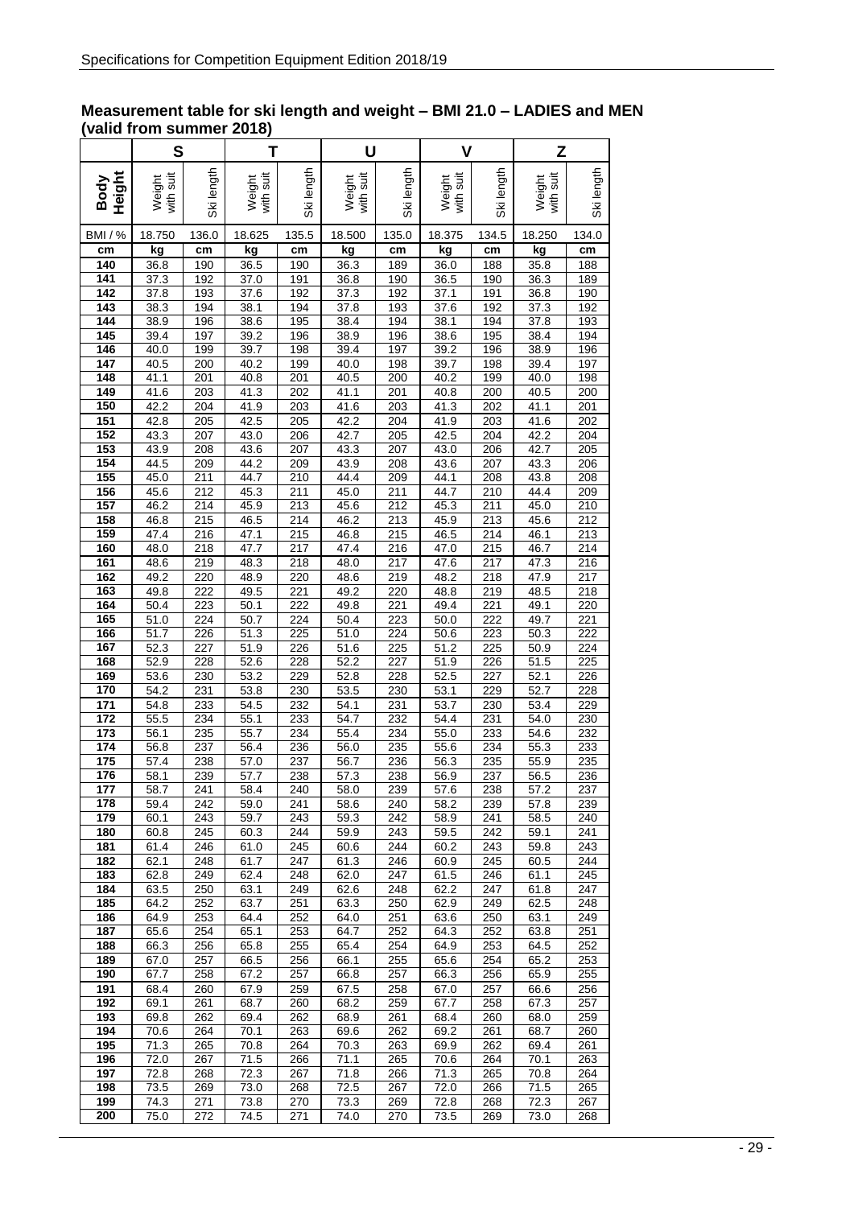## Measurement table for ski length and weight – BMI 21.0 – LADIES and MEN (valid from summer 2018)

| | S | | T | | U | | V | | Z | |
|---|---|---|---|---|---|---|---|---|---|---|
| **Body Height** | Weight with suit | Ski length | Weight with suit | Ski length | Weight with suit | Ski length | Weight with suit | Ski length | Weight with suit | Ski length |
| BMI / % | 18.750 | 136.0 | 18.625 | 135.5 | 18.500 | 135.0 | 18.375 | 134.5 | 18.250 | 134.0 |
| **cm** | **kg** | **cm** | **kg** | **cm** | **kg** | **cm** | **kg** | **cm** | **kg** | **cm** |
| **140** | 36.8 | 190 | 36.5 | 190 | 36.3 | 189 | 36.0 | 188 | 35.8 | 188 |
| **141** | 37.3 | 192 | 37.0 | 191 | 36.8 | 190 | 36.5 | 190 | 36.3 | 189 |
| **142** | 37.8 | 193 | 37.6 | 192 | 37.3 | 192 | 37.1 | 191 | 36.8 | 190 |
| **143** | 38.3 | 194 | 38.1 | 194 | 37.8 | 193 | 37.6 | 192 | 37.3 | 192 |
| **144** | 38.9 | 196 | 38.6 | 195 | 38.4 | 194 | 38.1 | 194 | 37.8 | 193 |
| **145** | 39.4 | 197 | 39.2 | 196 | 38.9 | 196 | 38.6 | 195 | 38.4 | 194 |
| **146** | 40.0 | 199 | 39.7 | 198 | 39.4 | 197 | 39.2 | 196 | 38.9 | 196 |
| **147** | 40.5 | 200 | 40.2 | 199 | 40.0 | 198 | 39.7 | 198 | 39.4 | 197 |
| **148** | 41.1 | 201 | 40.8 | 201 | 40.5 | 200 | 40.2 | 199 | 40.0 | 198 |
| **149** | 41.6 | 203 | 41.3 | 202 | 41.1 | 201 | 40.8 | 200 | 40.5 | 200 |
| **150** | 42.2 | 204 | 41.9 | 203 | 41.6 | 203 | 41.3 | 202 | 41.1 | 201 |
| **151** | 42.8 | 205 | 42.5 | 205 | 42.2 | 204 | 41.9 | 203 | 41.6 | 202 |
| **152** | 43.3 | 207 | 43.0 | 206 | 42.7 | 205 | 42.5 | 204 | 42.2 | 204 |
| **153** | 43.9 | 208 | 43.6 | 207 | 43.3 | 207 | 43.0 | 206 | 42.7 | 205 |
| **154** | 44.5 | 209 | 44.2 | 209 | 43.9 | 208 | 43.6 | 207 | 43.3 | 206 |
| **155** | 45.0 | 211 | 44.7 | 210 | 44.4 | 209 | 44.1 | 208 | 43.8 | 208 |
| **156** | 45.6 | 212 | 45.3 | 211 | 45.0 | 211 | 44.7 | 210 | 44.4 | 209 |
| **157** | 46.2 | 214 | 45.9 | 213 | 45.6 | 212 | 45.3 | 211 | 45.0 | 210 |
| **158** | 46.8 | 215 | 46.5 | 214 | 46.2 | 213 | 45.9 | 213 | 45.6 | 212 |
| **159** | 47.4 | 216 | 47.1 | 215 | 46.8 | 215 | 46.5 | 214 | 46.1 | 213 |
| **160** | 48.0 | 218 | 47.7 | 217 | 47.4 | 216 | 47.0 | 215 | 46.7 | 214 |
| **161** | 48.6 | 219 | 48.3 | 218 | 48.0 | 217 | 47.6 | 217 | 47.3 | 216 |
| **162** | 49.2 | 220 | 48.9 | 220 | 48.6 | 219 | 48.2 | 218 | 47.9 | 217 |
| **163** | 49.8 | 222 | 49.5 | 221 | 49.2 | 220 | 48.8 | 219 | 48.5 | 218 |
| **164** | 50.4 | 223 | 50.1 | 222 | 49.8 | 221 | 49.4 | 221 | 49.1 | 220 |
| **165** | 51.0 | 224 | 50.7 | 224 | 50.4 | 223 | 50.0 | 222 | 49.7 | 221 |
| **166** | 51.7 | 226 | 51.3 | 225 | 51.0 | 224 | 50.6 | 223 | 50.3 | 222 |
| **167** | 52.3 | 227 | 51.9 | 226 | 51.6 | 225 | 51.2 | 225 | 50.9 | 224 |
| **168** | 52.9 | 228 | 52.6 | 228 | 52.2 | 227 | 51.9 | 226 | 51.5 | 225 |
| **169** | 53.6 | 230 | 53.2 | 229 | 52.8 | 228 | 52.5 | 227 | 52.1 | 226 |
| **170** | 54.2 | 231 | 53.8 | 230 | 53.5 | 230 | 53.1 | 229 | 52.7 | 228 |
| **171** | 54.8 | 233 | 54.5 | 232 | 54.1 | 231 | 53.7 | 230 | 53.4 | 229 |
| **172** | 55.5 | 234 | 55.1 | 233 | 54.7 | 232 | 54.4 | 231 | 54.0 | 230 |
| **173** | 56.1 | 235 | 55.7 | 234 | 55.4 | 234 | 55.0 | 233 | 54.6 | 232 |
| **174** | 56.8 | 237 | 56.4 | 236 | 56.0 | 235 | 55.6 | 234 | 55.3 | 233 |
| **175** | 57.4 | 238 | 57.0 | 237 | 56.7 | 236 | 56.3 | 235 | 55.9 | 235 |
| **176** | 58.1 | 239 | 57.7 | 238 | 57.3 | 238 | 56.9 | 237 | 56.5 | 236 |
| **177** | 58.7 | 241 | 58.4 | 240 | 58.0 | 239 | 57.6 | 238 | 57.2 | 237 |
| **178** | 59.4 | 242 | 59.0 | 241 | 58.6 | 240 | 58.2 | 239 | 57.8 | 239 |
| **179** | 60.1 | 243 | 59.7 | 243 | 59.3 | 242 | 58.9 | 241 | 58.5 | 240 |
| **180** | 60.8 | 245 | 60.3 | 244 | 59.9 | 243 | 59.5 | 242 | 59.1 | 241 |
| **181** | 61.4 | 246 | 61.0 | 245 | 60.6 | 244 | 60.2 | 243 | 59.8 | 243 |
| **182** | 62.1 | 248 | 61.7 | 247 | 61.3 | 246 | 60.9 | 245 | 60.5 | 244 |
| **183** | 62.8 | 249 | 62.4 | 248 | 62.0 | 247 | 61.5 | 246 | 61.1 | 245 |
| **184** | 63.5 | 250 | 63.1 | 249 | 62.6 | 248 | 62.2 | 247 | 61.8 | 247 |
| **185** | 64.2 | 252 | 63.7 | 251 | 63.3 | 250 | 62.9 | 249 | 62.5 | 248 |
| **186** | 64.9 | 253 | 64.4 | 252 | 64.0 | 251 | 63.6 | 250 | 63.1 | 249 |
| **187** | 65.6 | 254 | 65.1 | 253 | 64.7 | 252 | 64.3 | 252 | 63.8 | 251 |
| **188** | 66.3 | 256 | 65.8 | 255 | 65.4 | 254 | 64.9 | 253 | 64.5 | 252 |
| **189** | 67.0 | 257 | 66.5 | 256 | 66.1 | 255 | 65.6 | 254 | 65.2 | 253 |
| **190** | 67.7 | 258 | 67.2 | 257 | 66.8 | 257 | 66.3 | 256 | 65.9 | 255 |
| **191** | 68.4 | 260 | 67.9 | 259 | 67.5 | 258 | 67.0 | 257 | 66.6 | 256 |
| **192** | 69.1 | 261 | 68.7 | 260 | 68.2 | 259 | 67.7 | 258 | 67.3 | 257 |
| **193** | 69.8 | 262 | 69.4 | 262 | 68.9 | 261 | 68.4 | 260 | 68.0 | 259 |
| **194** | 70.6 | 264 | 70.1 | 263 | 69.6 | 262 | 69.2 | 261 | 68.7 | 260 |
| **195** | 71.3 | 265 | 70.8 | 264 | 70.3 | 263 | 69.9 | 262 | 69.4 | 261 |
| **196** | 72.0 | 267 | 71.5 | 266 | 71.1 | 265 | 70.6 | 264 | 70.1 | 263 |
| **197** | 72.8 | 268 | 72.3 | 267 | 71.8 | 266 | 71.3 | 265 | 70.8 | 264 |
| **198** | 73.5 | 269 | 73.0 | 268 | 72.5 | 267 | 72.0 | 266 | 71.5 | 265 |
| **199** | 74.3 | 271 | 73.8 | 270 | 73.3 | 269 | 72.8 | 268 | 72.3 | 267 |
| **200** | 75.0 | 272 | 74.5 | 271 | 74.0 | 270 | 73.5 | 269 | 73.0 | 268 |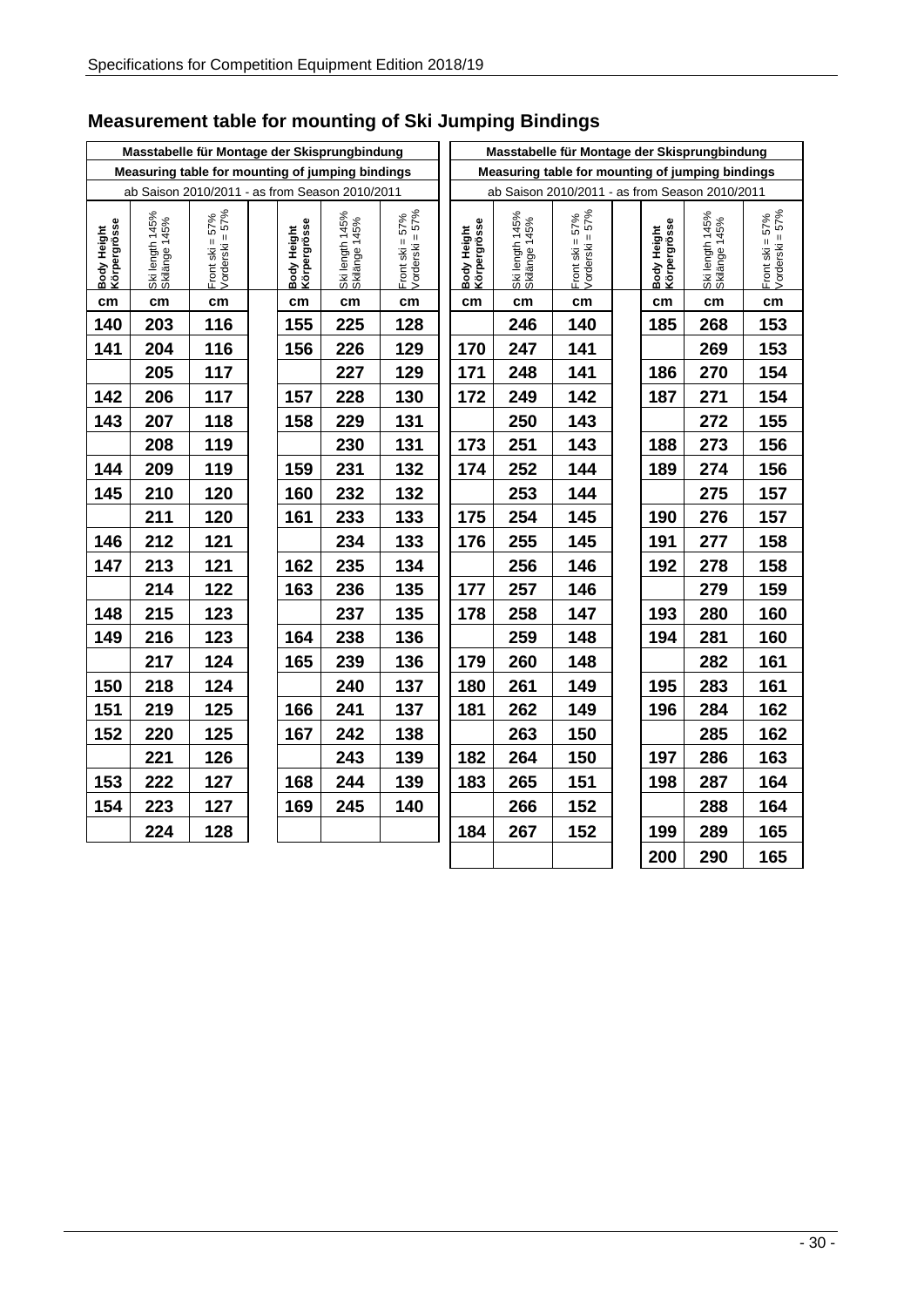## Measurement table for mounting of Ski Jumping Bindings

| Masstabelle für Montage der Skisprungbindung | | | | | | |
|---|---|---|---|---|---|---|
| **Measuring table for mounting of jumping bindings** | | | | | | |
| ab Saison 2010/2011 - as from Season 2010/2011 | | | | | | |
| **Body Height Körpergrösse** | Ski length 145% Skilänge 145% | Front ski = 57% Vorderski = 57% | | **Body Height Körpergrösse** | Ski length 145% Skilänge 145% | Front ski = 57% Vorderski = 57% |
| cm | cm | cm | | cm | cm | cm |
| 140 | 203 | 116 | | 155 | 225 | 128 |
| 141 | 204 | 116 | | 156 | 226 | 129 |
| | 205 | 117 | | | 227 | 129 |
| 142 | 206 | 117 | | 157 | 228 | 130 |
| 143 | 207 | 118 | | 158 | 229 | 131 |
| | 208 | 119 | | | 230 | 131 |
| 144 | 209 | 119 | | 159 | 231 | 132 |
| 145 | 210 | 120 | | 160 | 232 | 132 |
| | 211 | 120 | | 161 | 233 | 133 |
| 146 | 212 | 121 | | | 234 | 133 |
| 147 | 213 | 121 | | 162 | 235 | 134 |
| | 214 | 122 | | 163 | 236 | 135 |
| 148 | 215 | 123 | | | 237 | 135 |
| 149 | 216 | 123 | | 164 | 238 | 136 |
| | 217 | 124 | | 165 | 239 | 136 |
| 150 | 218 | 124 | | | 240 | 137 |
| 151 | 219 | 125 | | 166 | 241 | 137 |
| 152 | 220 | 125 | | 167 | 242 | 138 |
| | 221 | 126 | | | 243 | 139 |
| 153 | 222 | 127 | | 168 | 244 | 139 |
| 154 | 223 | 127 | | 169 | 245 | 140 |
| | 224 | 128 | | | | |

| Masstabelle für Montage der Skisprungbindung | | | | | | |
|---|---|---|---|---|---|---|
| **Measuring table for mounting of jumping bindings** | | | | | | |
| ab Saison 2010/2011 - as from Season 2010/2011 | | | | | | |
| **Body Height Körpergrösse** | Ski length 145% Skilänge 145% | Front ski = 57% Vorderski = 57% | | **Body Height Körpergrösse** | Ski length 145% Skilänge 145% | Front ski = 57% Vorderski = 57% |
| cm | cm | cm | | cm | cm | cm |
| | 246 | 140 | | 185 | 268 | 153 |
| 170 | 247 | 141 | | | 269 | 153 |
| 171 | 248 | 141 | | 186 | 270 | 154 |
| 172 | 249 | 142 | | 187 | 271 | 154 |
| | 250 | 143 | | | 272 | 155 |
| 173 | 251 | 143 | | 188 | 273 | 156 |
| 174 | 252 | 144 | | 189 | 274 | 156 |
| | 253 | 144 | | | 275 | 157 |
| 175 | 254 | 145 | | 190 | 276 | 157 |
| 176 | 255 | 145 | | 191 | 277 | 158 |
| | 256 | 146 | | 192 | 278 | 158 |
| 177 | 257 | 146 | | | 279 | 159 |
| 178 | 258 | 147 | | 193 | 280 | 160 |
| | 259 | 148 | | 194 | 281 | 160 |
| 179 | 260 | 148 | | | 282 | 161 |
| 180 | 261 | 149 | | 195 | 283 | 161 |
| 181 | 262 | 149 | | 196 | 284 | 162 |
| | 263 | 150 | | | 285 | 162 |
| 182 | 264 | 150 | | 197 | 286 | 163 |
| 183 | 265 | 151 | | 198 | 287 | 164 |
| | 266 | 152 | | | 288 | 164 |
| 184 | 267 | 152 | | 199 | 289 | 165 |
| | | | | 200 | 290 | 165 |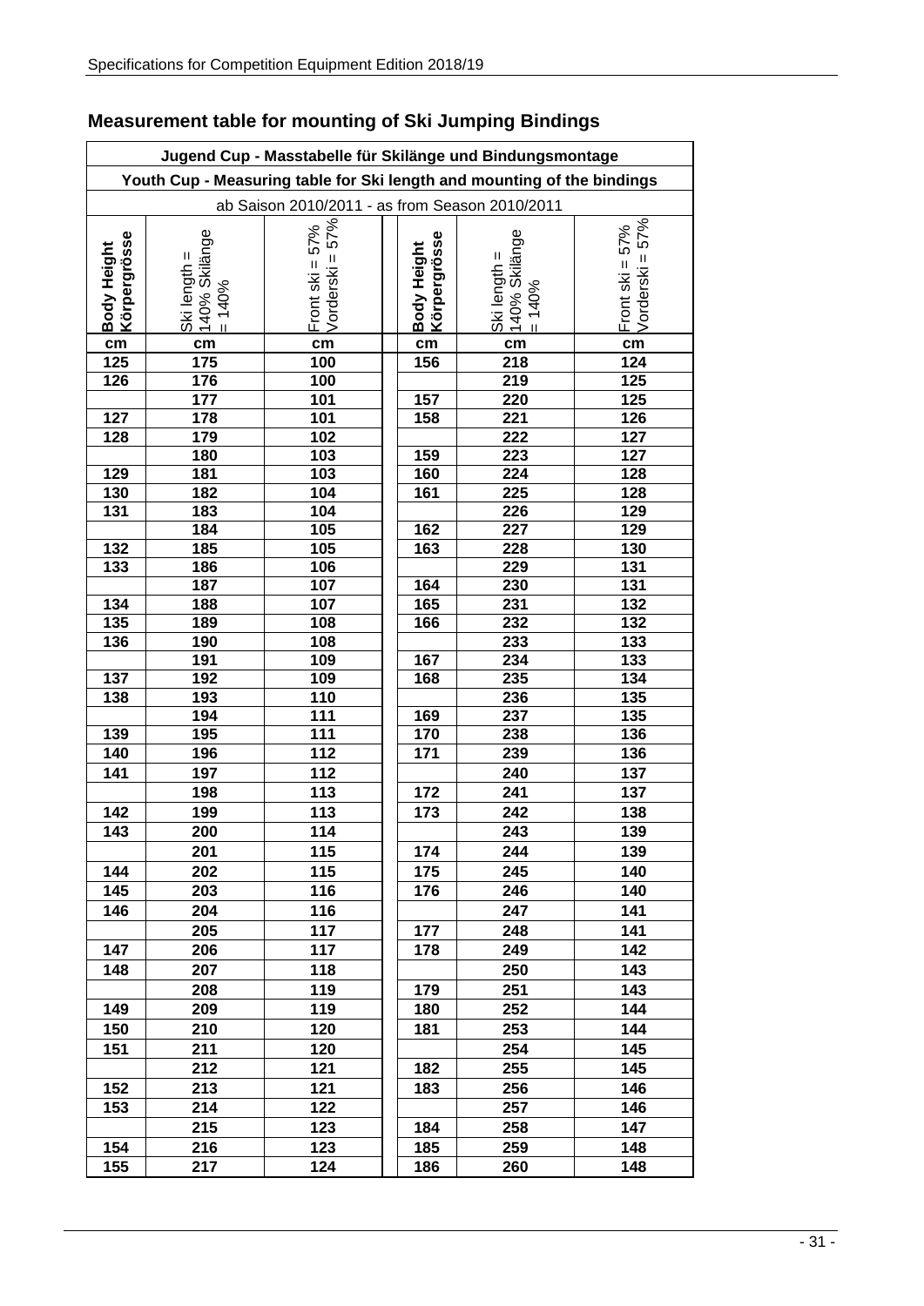## Measurement table for mounting of Ski Jumping Bindings

| Jugend Cup - Masstabelle für Skilänge und Bindungsmontage | | | | | |
|---|---|---|---|---|---|
| Youth Cup - Measuring table for Ski length and mounting of the bindings | | | | | |
| ab Saison 2010/2011 - as from Season 2010/2011 | | | | | |
| **Body Height Körpergrösse** | Ski length = 140% Skilänge = 140% | Front ski = 57% Vorderski = 57% | **Body Height Körpergrösse** | Ski length = 140% Skilänge = 140% | Front ski = 57% Vorderski = 57% |
| **cm** | **cm** | **cm** | **cm** | **cm** | **cm** |
| **125** | **175** | **100** | **156** | **218** | **124** |
| **126** | **176** | **100** | | **219** | **125** |
| | **177** | **101** | **157** | **220** | **125** |
| **127** | **178** | **101** | **158** | **221** | **126** |
| **128** | **179** | **102** | | **222** | **127** |
| | **180** | **103** | **159** | **223** | **127** |
| **129** | **181** | **103** | **160** | **224** | **128** |
| **130** | **182** | **104** | **161** | **225** | **128** |
| **131** | **183** | **104** | | **226** | **129** |
| | **184** | **105** | **162** | **227** | **129** |
| **132** | **185** | **105** | **163** | **228** | **130** |
| **133** | **186** | **106** | | **229** | **131** |
| | **187** | **107** | **164** | **230** | **131** |
| **134** | **188** | **107** | **165** | **231** | **132** |
| **135** | **189** | **108** | **166** | **232** | **132** |
| **136** | **190** | **108** | | **233** | **133** |
| | **191** | **109** | **167** | **234** | **133** |
| **137** | **192** | **109** | **168** | **235** | **134** |
| **138** | **193** | **110** | | **236** | **135** |
| | **194** | **111** | **169** | **237** | **135** |
| **139** | **195** | **111** | **170** | **238** | **136** |
| **140** | **196** | **112** | **171** | **239** | **136** |
| **141** | **197** | **112** | | **240** | **137** |
| | **198** | **113** | **172** | **241** | **137** |
| **142** | **199** | **113** | **173** | **242** | **138** |
| **143** | **200** | **114** | | **243** | **139** |
| | **201** | **115** | **174** | **244** | **139** |
| **144** | **202** | **115** | **175** | **245** | **140** |
| **145** | **203** | **116** | **176** | **246** | **140** |
| **146** | **204** | **116** | | **247** | **141** |
| | **205** | **117** | **177** | **248** | **141** |
| **147** | **206** | **117** | **178** | **249** | **142** |
| **148** | **207** | **118** | | **250** | **143** |
| | **208** | **119** | **179** | **251** | **143** |
| **149** | **209** | **119** | **180** | **252** | **144** |
| **150** | **210** | **120** | **181** | **253** | **144** |
| **151** | **211** | **120** | | **254** | **145** |
| | **212** | **121** | **182** | **255** | **145** |
| **152** | **213** | **121** | **183** | **256** | **146** |
| **153** | **214** | **122** | | **257** | **146** |
| | **215** | **123** | **184** | **258** | **147** |
| **154** | **216** | **123** | **185** | **259** | **148** |
| **155** | **217** | **124** | **186** | **260** | **148** |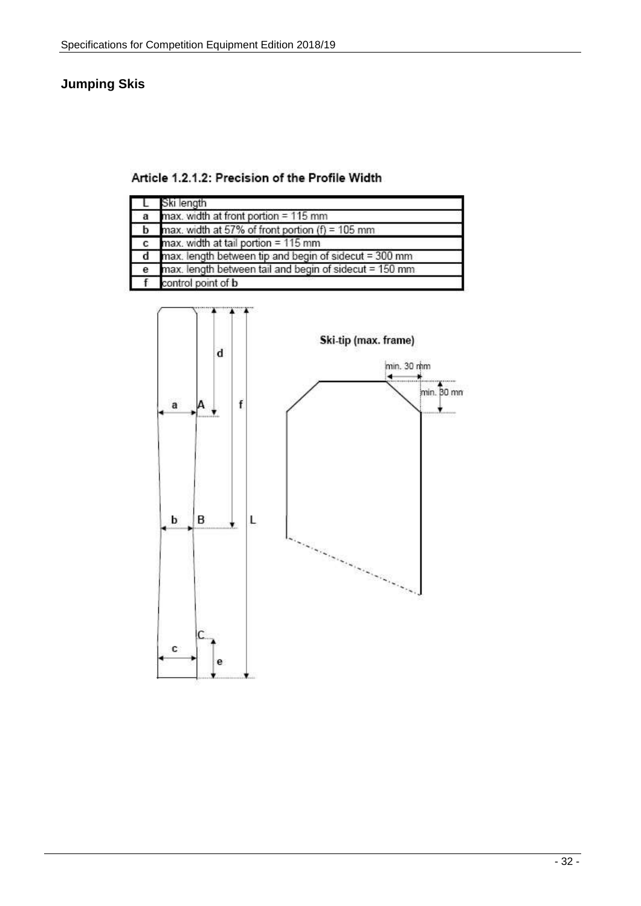## Jumping Skis

### Article 1.2.1.2: Precision of the Profile Width

| | |
|---|---|
| L | Ski length |
| a | max. width at front portion = 115 mm |
| b | max. width at 57% of front portion (f) = 105 mm |
| c | max. width at tail portion = 115 mm |
| d | max. length between tip and begin of sidecut = 300 mm |
| e | max. length between tail and begin of sidecut = 150 mm |
| f | control point of **b** |

Ski-tip (max. frame)

min. 30 mm

min. 30 mm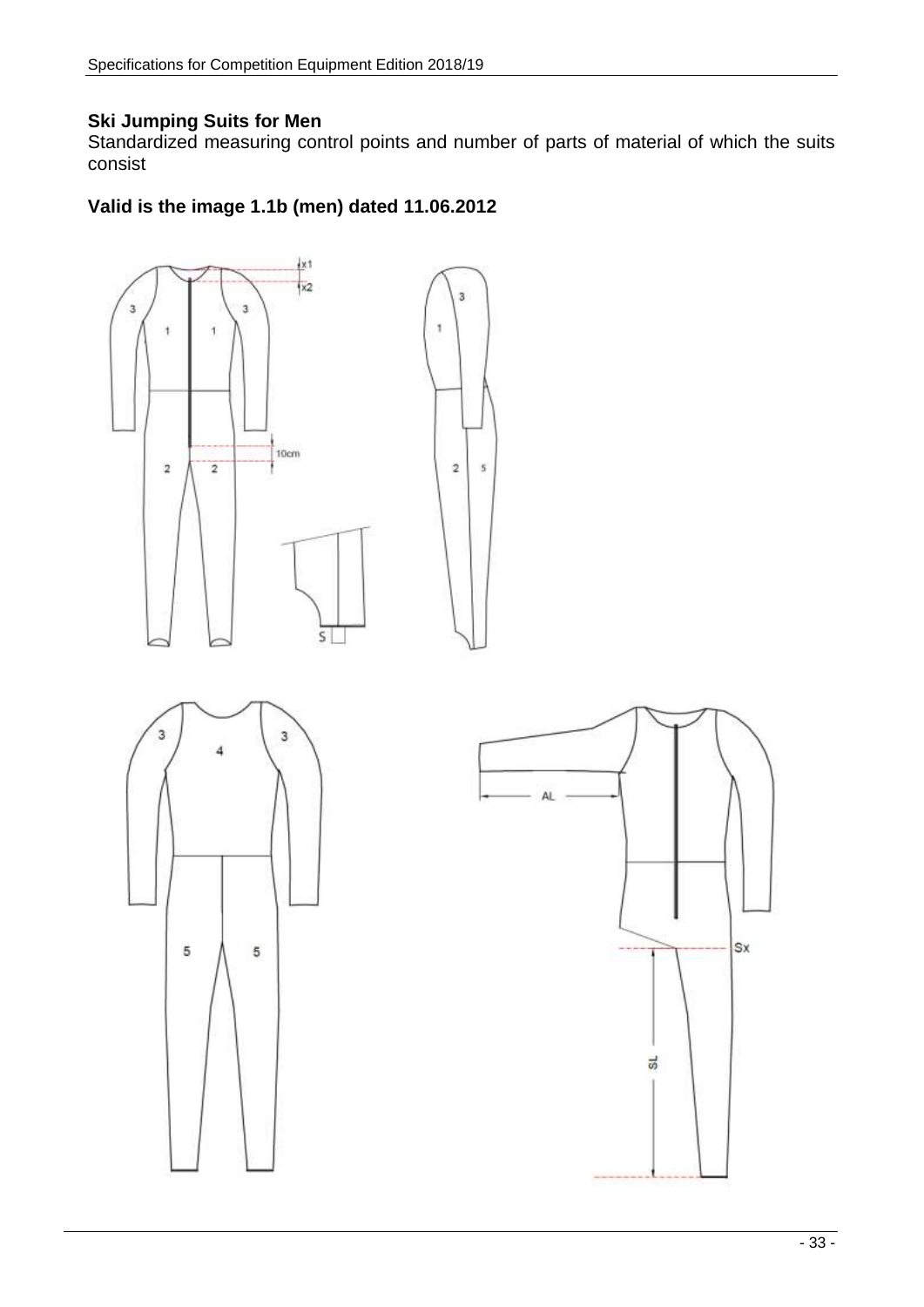**Ski Jumping Suits for Men**

Standardized measuring control points and number of parts of material of which the suits consist

**Valid is the image 1.1b (men) dated 11.06.2012**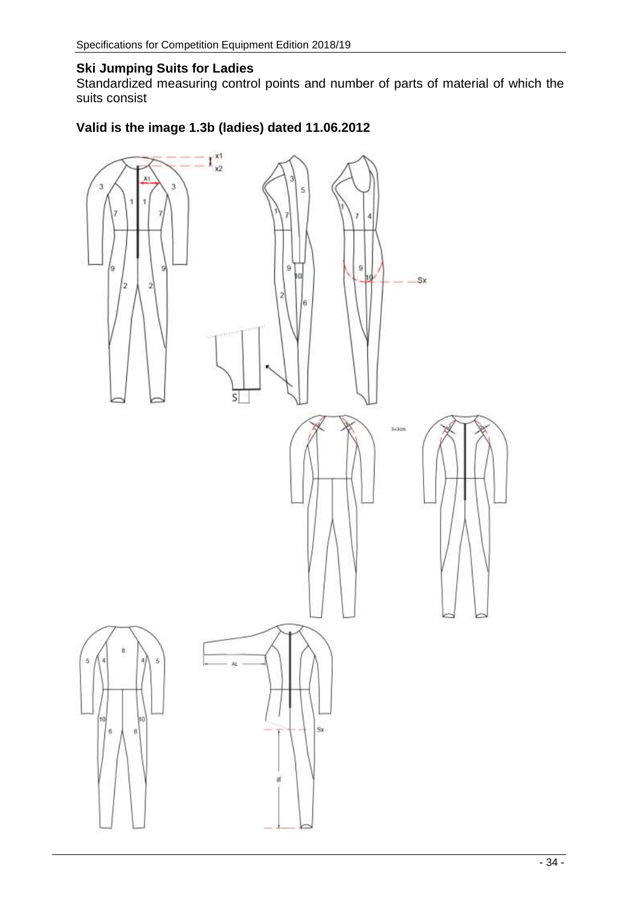**Ski Jumping Suits for Ladies**

Standardized measuring control points and number of parts of material of which the suits consist

**Valid is the image 1.3b (ladies) dated 11.06.2012**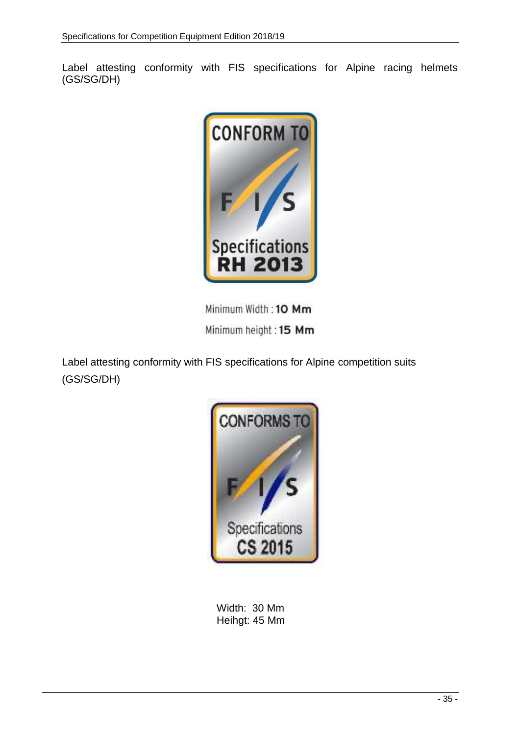Label attesting conformity with FIS specifications for Alpine racing helmets (GS/SG/DH)

CONFORM TO

F I S

Specifications
RH 2013

Minimum Width : **10 Mm**

Minimum height : **15 Mm**

Label attesting conformity with FIS specifications for Alpine competition suits (GS/SG/DH)

CONFORMS TO

F I S

Specifications
CS 2015

Width: 30 Mm
Heihgt: 45 Mm